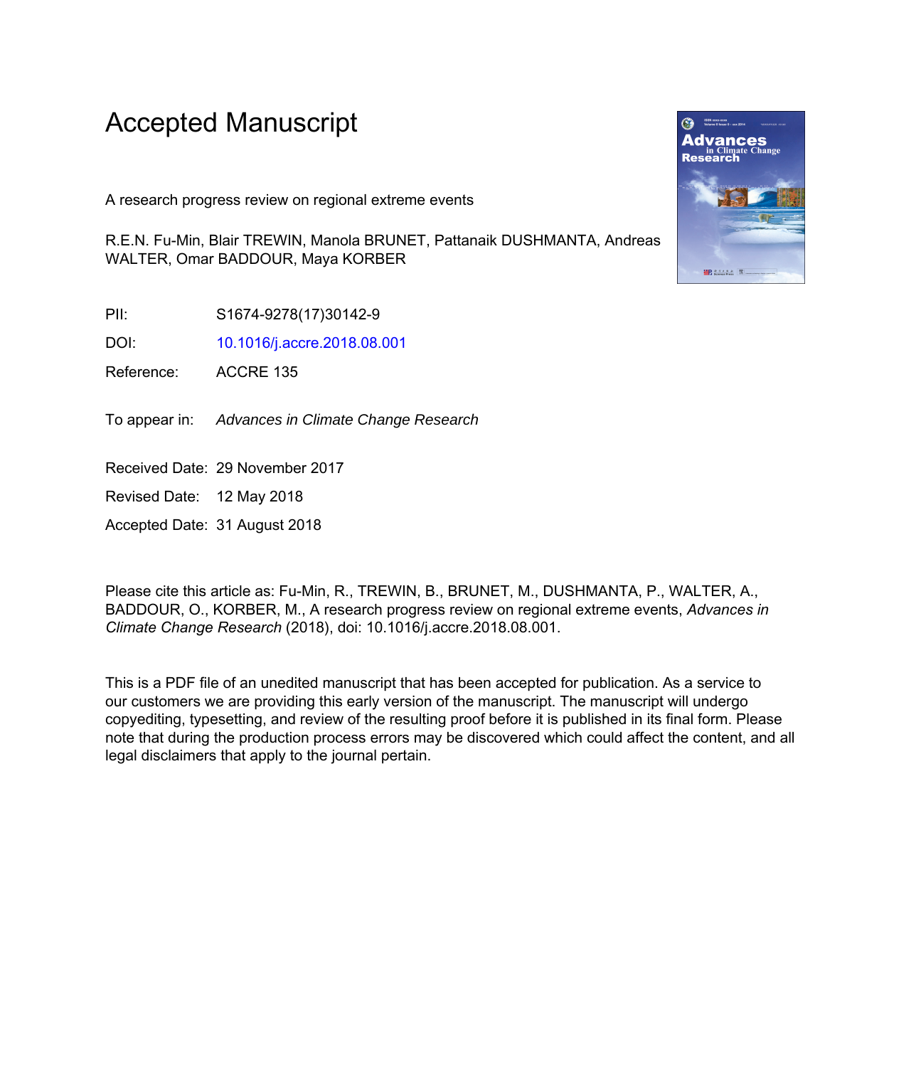# Accepted Manuscript

A research progress review on regional extreme events

R.E.N. Fu-Min, Blair TREWIN, Manola BRUNET, Pattanaik DUSHMANTA, Andreas WALTER, Omar BADDOUR, Maya KORBER

PII: S1674-9278(17)30142-9

DOI: 10.1016/j.accre.2018.08.001

Reference: ACCRE 135

To appear in: *Advances in Climate Change Research*

Received Date: 29 November 2017

Revised Date: 12 May 2018

Accepted Date: 31 August 2018

Please cite this article as: Fu-Min, R., TREWIN, B., BRUNET, M., DUSHMANTA, P., WALTER, A., BADDOUR, O., KORBER, M., A research progress review on regional extreme events, *Advances in Climate Change Research* (2018), doi: 10.1016/j.accre.2018.08.001.

This is a PDF file of an unedited manuscript that has been accepted for publication. As a service to our customers we are providing this early version of the manuscript. The manuscript will undergo copyediting, typesetting, and review of the resulting proof before it is published in its final form. Please note that during the production process errors may be discovered which could affect the content, and all legal disclaimers that apply to the journal pertain.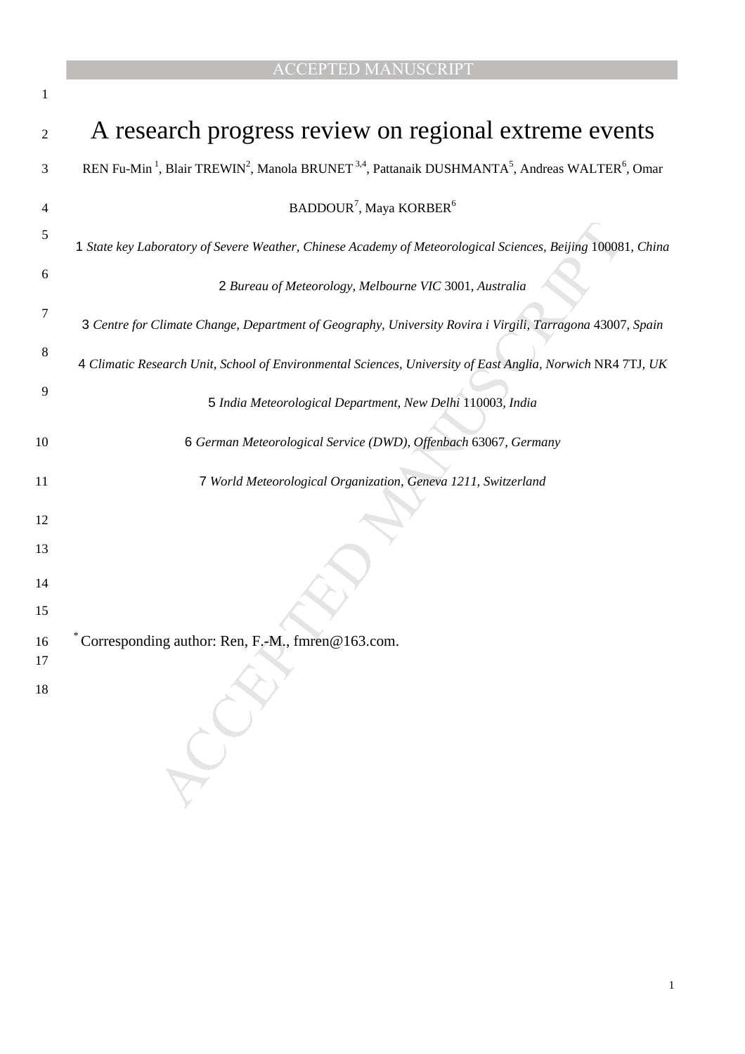# A research progress review on regional extreme events

REN Fu-Min [1], Blair TREWIN[2], Manola BRUNET [3,4], Pattanaik DUSHMANTA[5], Andreas WALTER[6], Omar BADDOUR[7], Maya KORBER[6]

1 *State key Laboratory of Severe Weather, Chinese Academy of Meteorological Sciences, Beijing* 100081, *China*

2 *Bureau of Meteorology, Melbourne VIC* 3001, *Australia*

3 *Centre for Climate Change, Department of Geography, University Rovira i Virgili, Tarragona* 43007, *Spain*

4 *Climatic Research Unit, School of Environmental Sciences, University of East Anglia, Norwich* NR4 7TJ, *UK*

5 *India Meteorological Department, New Delhi* 110003, *India*

6 *German Meteorological Service (DWD), Offenbach* 63067, *Germany*

7 *World Meteorological Organization, Geneva 1211, Switzerland*

[*] Corresponding author: Ren, F.-M., fmren@163.com.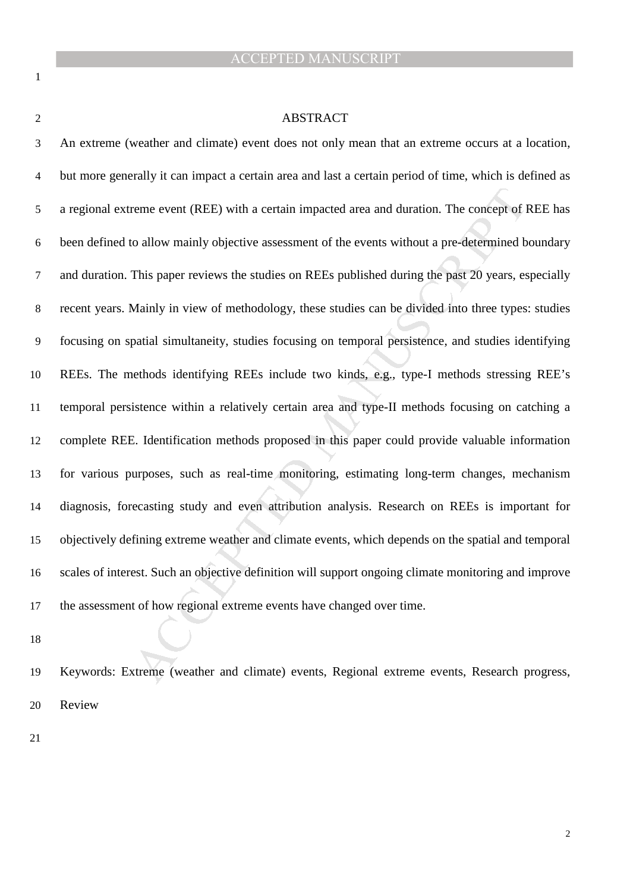## ABSTRACT

An extreme (weather and climate) event does not only mean that an extreme occurs at a location, but more generally it can impact a certain area and last a certain period of time, which is defined as a regional extreme event (REE) with a certain impacted area and duration. The concept of REE has been defined to allow mainly objective assessment of the events without a pre-determined boundary and duration. This paper reviews the studies on REEs published during the past 20 years, especially recent years. Mainly in view of methodology, these studies can be divided into three types: studies focusing on spatial simultaneity, studies focusing on temporal persistence, and studies identifying REEs. The methods identifying REEs include two kinds, e.g., type-I methods stressing REE's temporal persistence within a relatively certain area and type-II methods focusing on catching a complete REE. Identification methods proposed in this paper could provide valuable information for various purposes, such as real-time monitoring, estimating long-term changes, mechanism diagnosis, forecasting study and even attribution analysis. Research on REEs is important for objectively defining extreme weather and climate events, which depends on the spatial and temporal scales of interest. Such an objective definition will support ongoing climate monitoring and improve the assessment of how regional extreme events have changed over time.

Keywords: Extreme (weather and climate) events, Regional extreme events, Research progress, Review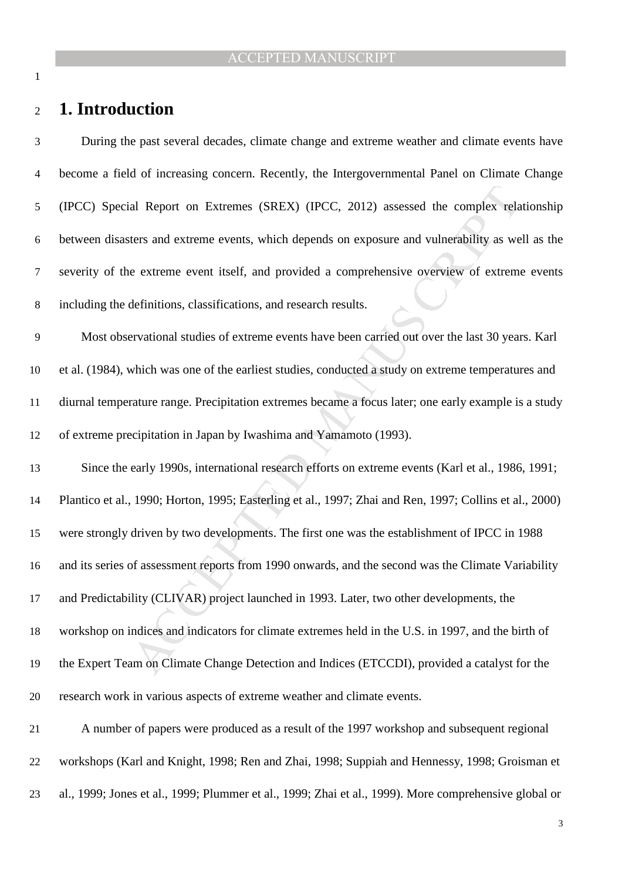# 1. Introduction

During the past several decades, climate change and extreme weather and climate events have become a field of increasing concern. Recently, the Intergovernmental Panel on Climate Change (IPCC) Special Report on Extremes (SREX) (IPCC, 2012) assessed the complex relationship between disasters and extreme events, which depends on exposure and vulnerability as well as the severity of the extreme event itself, and provided a comprehensive overview of extreme events including the definitions, classifications, and research results.

Most observational studies of extreme events have been carried out over the last 30 years. Karl et al. (1984), which was one of the earliest studies, conducted a study on extreme temperatures and diurnal temperature range. Precipitation extremes became a focus later; one early example is a study of extreme precipitation in Japan by Iwashima and Yamamoto (1993).

Since the early 1990s, international research efforts on extreme events (Karl et al., 1986, 1991; Plantico et al., 1990; Horton, 1995; Easterling et al., 1997; Zhai and Ren, 1997; Collins et al., 2000) were strongly driven by two developments. The first one was the establishment of IPCC in 1988 and its series of assessment reports from 1990 onwards, and the second was the Climate Variability and Predictability (CLIVAR) project launched in 1993. Later, two other developments, the workshop on indices and indicators for climate extremes held in the U.S. in 1997, and the birth of the Expert Team on Climate Change Detection and Indices (ETCCDI), provided a catalyst for the research work in various aspects of extreme weather and climate events.

A number of papers were produced as a result of the 1997 workshop and subsequent regional workshops (Karl and Knight, 1998; Ren and Zhai, 1998; Suppiah and Hennessy, 1998; Groisman et al., 1999; Jones et al., 1999; Plummer et al., 1999; Zhai et al., 1999). More comprehensive global or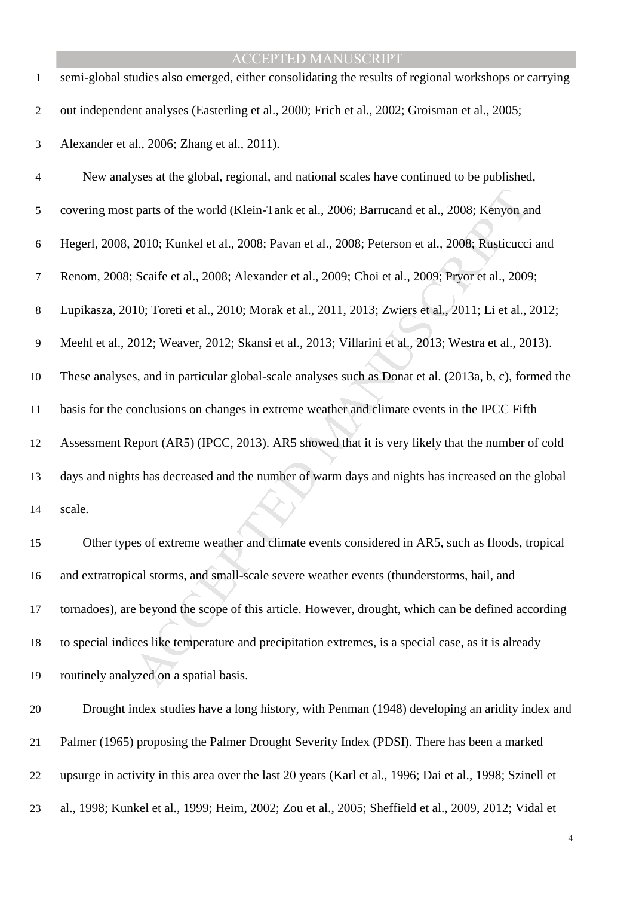semi-global studies also emerged, either consolidating the results of regional workshops or carrying out independent analyses (Easterling et al., 2000; Frich et al., 2002; Groisman et al., 2005; Alexander et al., 2006; Zhang et al., 2011).

New analyses at the global, regional, and national scales have continued to be published, covering most parts of the world (Klein-Tank et al., 2006; Barrucand et al., 2008; Kenyon and Hegerl, 2008, 2010; Kunkel et al., 2008; Pavan et al., 2008; Peterson et al., 2008; Rusticucci and Renom, 2008; Scaife et al., 2008; Alexander et al., 2009; Choi et al., 2009; Pryor et al., 2009; Lupikasza, 2010; Toreti et al., 2010; Morak et al., 2011, 2013; Zwiers et al., 2011; Li et al., 2012; Meehl et al., 2012; Weaver, 2012; Skansi et al., 2013; Villarini et al., 2013; Westra et al., 2013). These analyses, and in particular global-scale analyses such as Donat et al. (2013a, b, c), formed the basis for the conclusions on changes in extreme weather and climate events in the IPCC Fifth Assessment Report (AR5) (IPCC, 2013). AR5 showed that it is very likely that the number of cold days and nights has decreased and the number of warm days and nights has increased on the global scale.

Other types of extreme weather and climate events considered in AR5, such as floods, tropical and extratropical storms, and small-scale severe weather events (thunderstorms, hail, and tornadoes), are beyond the scope of this article. However, drought, which can be defined according to special indices like temperature and precipitation extremes, is a special case, as it is already routinely analyzed on a spatial basis.

Drought index studies have a long history, with Penman (1948) developing an aridity index and Palmer (1965) proposing the Palmer Drought Severity Index (PDSI). There has been a marked upsurge in activity in this area over the last 20 years (Karl et al., 1996; Dai et al., 1998; Szinell et al., 1998; Kunkel et al., 1999; Heim, 2002; Zou et al., 2005; Sheffield et al., 2009, 2012; Vidal et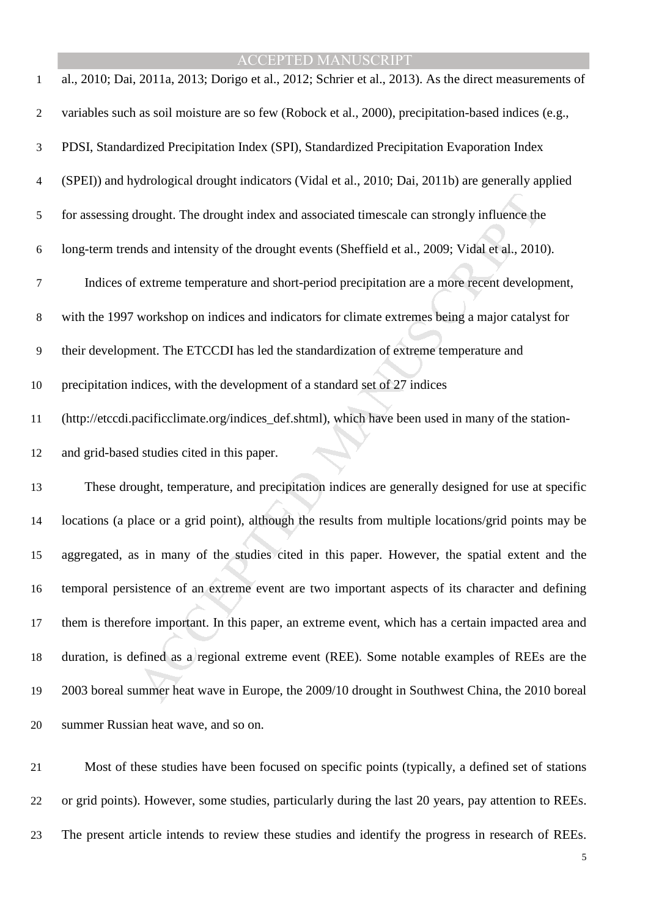al., 2010; Dai, 2011a, 2013; Dorigo et al., 2012; Schrier et al., 2013). As the direct measurements of variables such as soil moisture are so few (Robock et al., 2000), precipitation-based indices (e.g., PDSI, Standardized Precipitation Index (SPI), Standardized Precipitation Evaporation Index (SPEI)) and hydrological drought indicators (Vidal et al., 2010; Dai, 2011b) are generally applied for assessing drought. The drought index and associated timescale can strongly influence the long-term trends and intensity of the drought events (Sheffield et al., 2009; Vidal et al., 2010).

Indices of extreme temperature and short-period precipitation are a more recent development, with the 1997 workshop on indices and indicators for climate extremes being a major catalyst for their development. The ETCCDI has led the standardization of extreme temperature and precipitation indices, with the development of a standard set of 27 indices (http://etccdi.pacificclimate.org/indices_def.shtml), which have been used in many of the station- and grid-based studies cited in this paper.

These drought, temperature, and precipitation indices are generally designed for use at specific locations (a place or a grid point), although the results from multiple locations/grid points may be aggregated, as in many of the studies cited in this paper. However, the spatial extent and the temporal persistence of an extreme event are two important aspects of its character and defining them is therefore important. In this paper, an extreme event, which has a certain impacted area and duration, is defined as a regional extreme event (REE). Some notable examples of REEs are the 2003 boreal summer heat wave in Europe, the 2009/10 drought in Southwest China, the 2010 boreal summer Russian heat wave, and so on.

Most of these studies have been focused on specific points (typically, a defined set of stations or grid points). However, some studies, particularly during the last 20 years, pay attention to REEs. The present article intends to review these studies and identify the progress in research of REEs.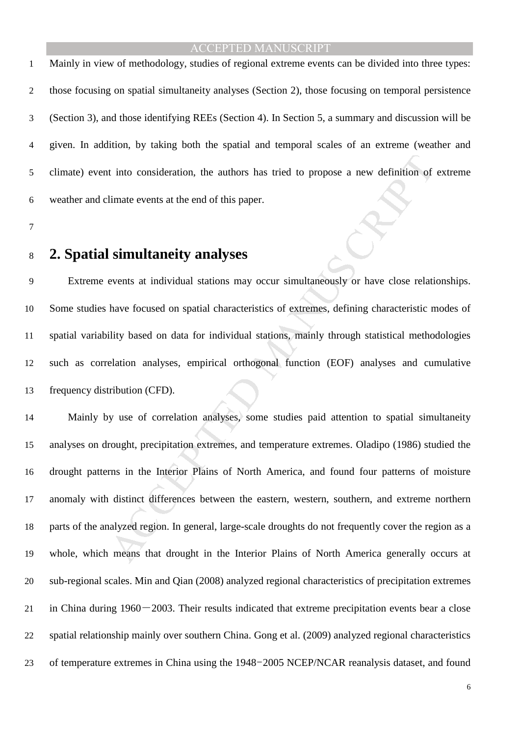Mainly in view of methodology, studies of regional extreme events can be divided into three types: those focusing on spatial simultaneity analyses (Section 2), those focusing on temporal persistence (Section 3), and those identifying REEs (Section 4). In Section 5, a summary and discussion will be given. In addition, by taking both the spatial and temporal scales of an extreme (weather and climate) event into consideration, the authors has tried to propose a new definition of extreme weather and climate events at the end of this paper.

# 2. Spatial simultaneity analyses

Extreme events at individual stations may occur simultaneously or have close relationships. Some studies have focused on spatial characteristics of extremes, defining characteristic modes of spatial variability based on data for individual stations, mainly through statistical methodologies such as correlation analyses, empirical orthogonal function (EOF) analyses and cumulative frequency distribution (CFD).

Mainly by use of correlation analyses, some studies paid attention to spatial simultaneity analyses on drought, precipitation extremes, and temperature extremes. Oladipo (1986) studied the drought patterns in the Interior Plains of North America, and found four patterns of moisture anomaly with distinct differences between the eastern, western, southern, and extreme northern parts of the analyzed region. In general, large-scale droughts do not frequently cover the region as a whole, which means that drought in the Interior Plains of North America generally occurs at sub-regional scales. Min and Qian (2008) analyzed regional characteristics of precipitation extremes in China during 1960—2003. Their results indicated that extreme precipitation events bear a close spatial relationship mainly over southern China. Gong et al. (2009) analyzed regional characteristics of temperature extremes in China using the 1948−2005 NCEP/NCAR reanalysis dataset, and found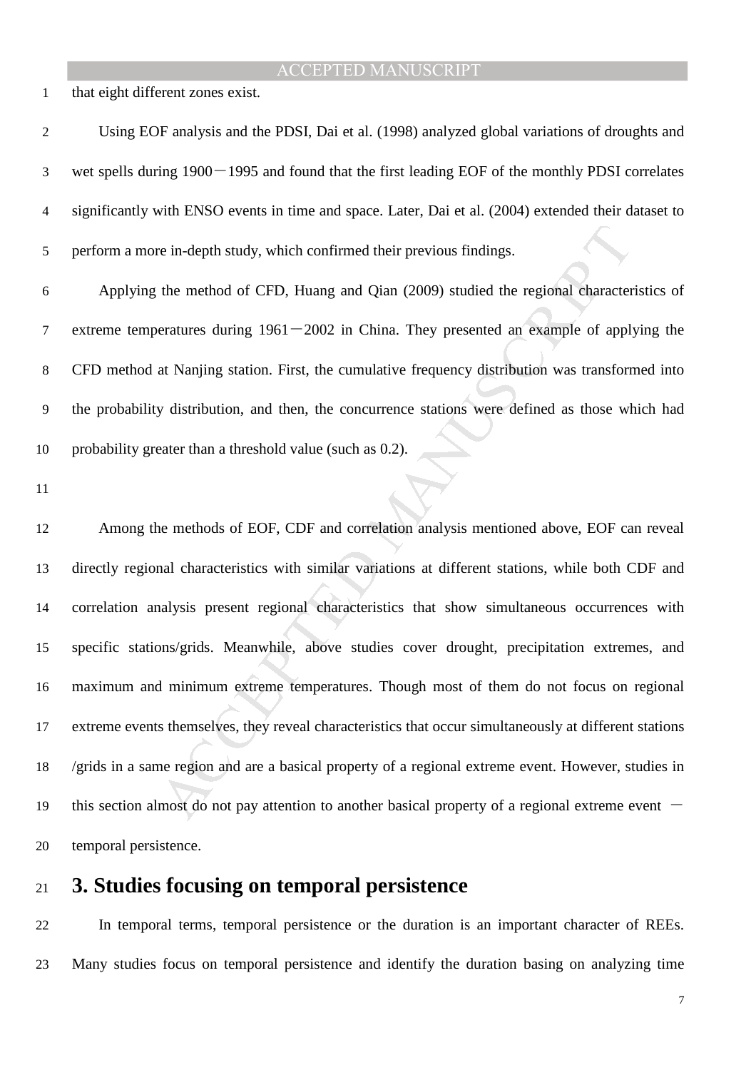that eight different zones exist.

Using EOF analysis and the PDSI, Dai et al. (1998) analyzed global variations of droughts and wet spells during 1900－1995 and found that the first leading EOF of the monthly PDSI correlates significantly with ENSO events in time and space. Later, Dai et al. (2004) extended their dataset to perform a more in-depth study, which confirmed their previous findings.

Applying the method of CFD, Huang and Qian (2009) studied the regional characteristics of extreme temperatures during 1961－2002 in China. They presented an example of applying the CFD method at Nanjing station. First, the cumulative frequency distribution was transformed into the probability distribution, and then, the concurrence stations were defined as those which had probability greater than a threshold value (such as 0.2).

Among the methods of EOF, CDF and correlation analysis mentioned above, EOF can reveal directly regional characteristics with similar variations at different stations, while both CDF and correlation analysis present regional characteristics that show simultaneous occurrences with specific stations/grids. Meanwhile, above studies cover drought, precipitation extremes, and maximum and minimum extreme temperatures. Though most of them do not focus on regional extreme events themselves, they reveal characteristics that occur simultaneously at different stations /grids in a same region and are a basical property of a regional extreme event. However, studies in this section almost do not pay attention to another basical property of a regional extreme event － temporal persistence.

# 3. Studies focusing on temporal persistence

In temporal terms, temporal persistence or the duration is an important character of REEs. Many studies focus on temporal persistence and identify the duration basing on analyzing time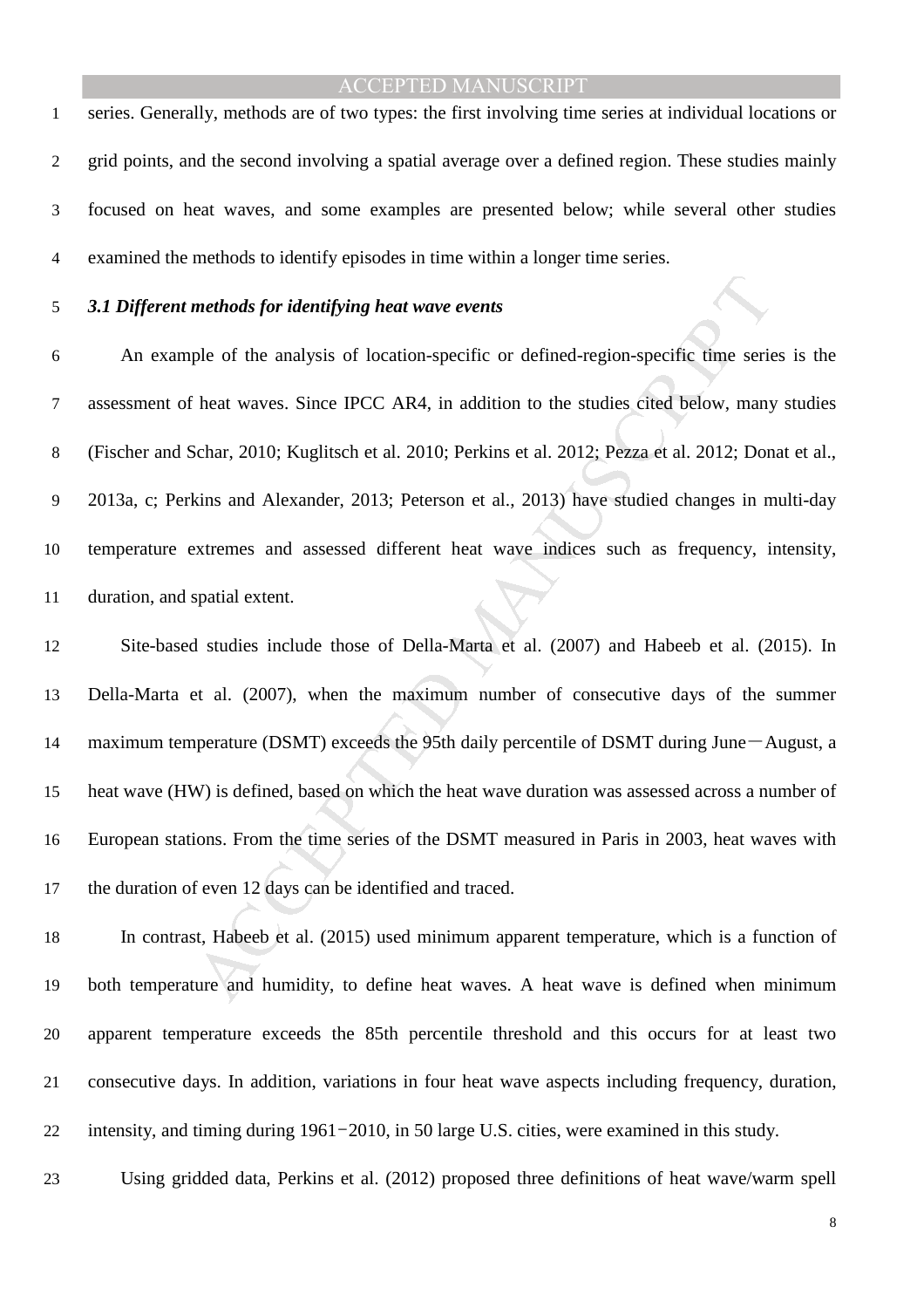series. Generally, methods are of two types: the first involving time series at individual locations or grid points, and the second involving a spatial average over a defined region. These studies mainly focused on heat waves, and some examples are presented below; while several other studies examined the methods to identify episodes in time within a longer time series.

### *3.1 Different methods for identifying heat wave events*

An example of the analysis of location-specific or defined-region-specific time series is the assessment of heat waves. Since IPCC AR4, in addition to the studies cited below, many studies (Fischer and Schar, 2010; Kuglitsch et al. 2010; Perkins et al. 2012; Pezza et al. 2012; Donat et al., 2013a, c; Perkins and Alexander, 2013; Peterson et al., 2013) have studied changes in multi-day temperature extremes and assessed different heat wave indices such as frequency, intensity, duration, and spatial extent.

Site-based studies include those of Della-Marta et al. (2007) and Habeeb et al. (2015). In Della-Marta et al. (2007), when the maximum number of consecutive days of the summer maximum temperature (DSMT) exceeds the 95th daily percentile of DSMT during June－August, a heat wave (HW) is defined, based on which the heat wave duration was assessed across a number of European stations. From the time series of the DSMT measured in Paris in 2003, heat waves with the duration of even 12 days can be identified and traced.

In contrast, Habeeb et al. (2015) used minimum apparent temperature, which is a function of both temperature and humidity, to define heat waves. A heat wave is defined when minimum apparent temperature exceeds the 85th percentile threshold and this occurs for at least two consecutive days. In addition, variations in four heat wave aspects including frequency, duration, intensity, and timing during 1961−2010, in 50 large U.S. cities, were examined in this study.

Using gridded data, Perkins et al. (2012) proposed three definitions of heat wave/warm spell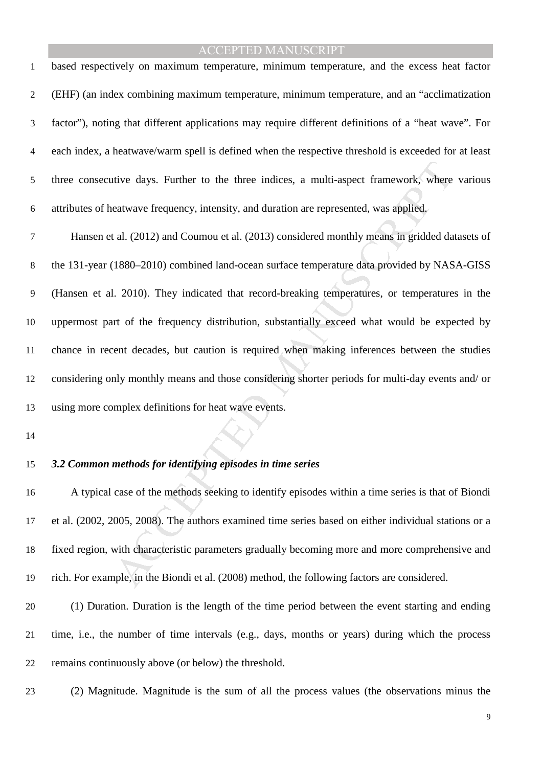based respectively on maximum temperature, minimum temperature, and the excess heat factor (EHF) (an index combining maximum temperature, minimum temperature, and an "acclimatization factor"), noting that different applications may require different definitions of a "heat wave". For each index, a heatwave/warm spell is defined when the respective threshold is exceeded for at least three consecutive days. Further to the three indices, a multi-aspect framework, where various attributes of heatwave frequency, intensity, and duration are represented, was applied.

Hansen et al. (2012) and Coumou et al. (2013) considered monthly means in gridded datasets of the 131-year (1880–2010) combined land-ocean surface temperature data provided by NASA-GISS (Hansen et al. 2010). They indicated that record-breaking temperatures, or temperatures in the uppermost part of the frequency distribution, substantially exceed what would be expected by chance in recent decades, but caution is required when making inferences between the studies considering only monthly means and those considering shorter periods for multi-day events and/ or using more complex definitions for heat wave events.

### *3.2 Common methods for identifying episodes in time series*

A typical case of the methods seeking to identify episodes within a time series is that of Biondi et al. (2002, 2005, 2008). The authors examined time series based on either individual stations or a fixed region, with characteristic parameters gradually becoming more and more comprehensive and rich. For example, in the Biondi et al. (2008) method, the following factors are considered.

(1) Duration. Duration is the length of the time period between the event starting and ending time, i.e., the number of time intervals (e.g., days, months or years) during which the process remains continuously above (or below) the threshold.

(2) Magnitude. Magnitude is the sum of all the process values (the observations minus the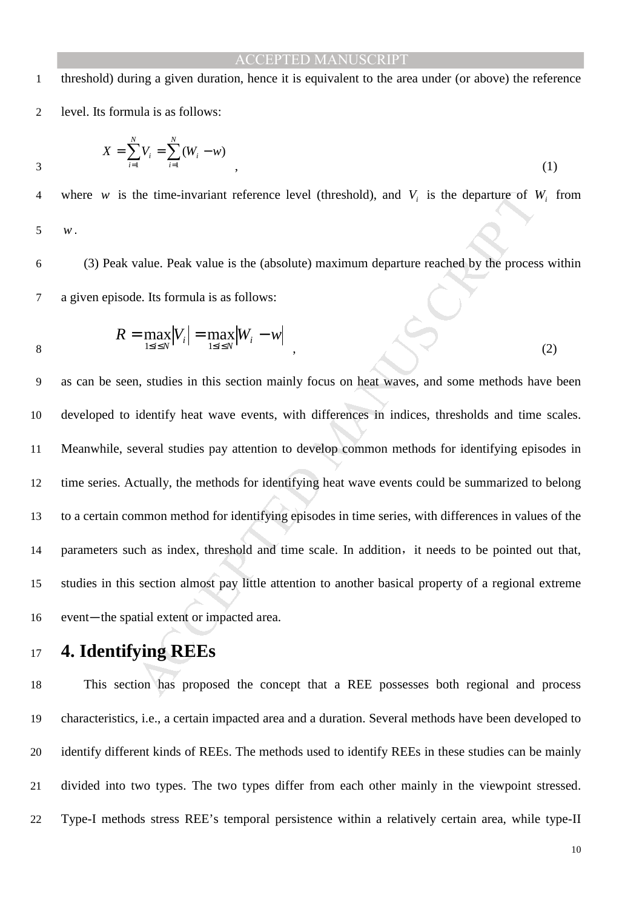threshold) during a given duration, hence it is equivalent to the area under (or above) the reference level. Its formula is as follows:

$$X = \sum_{i=1}^{N} V_i = \sum_{i=1}^{N} (W_i - w) , \tag{1}$$

where $w$ is the time-invariant reference level (threshold), and $V_i$ is the departure of $W_i$ from $w$.

(3) Peak value. Peak value is the (absolute) maximum departure reached by the process within a given episode. Its formula is as follows:

$$R = \max_{1 \le i \le N} |V_i| = \max_{1 \le i \le N} |W_i - w| , \tag{2}$$

as can be seen, studies in this section mainly focus on heat waves, and some methods have been developed to identify heat wave events, with differences in indices, thresholds and time scales. Meanwhile, several studies pay attention to develop common methods for identifying episodes in time series. Actually, the methods for identifying heat wave events could be summarized to belong to a certain common method for identifying episodes in time series, with differences in values of the parameters such as index, threshold and time scale. In addition，it needs to be pointed out that, studies in this section almost pay little attention to another basical property of a regional extreme event—the spatial extent or impacted area.

# 4. Identifying REEs

This section has proposed the concept that a REE possesses both regional and process characteristics, i.e., a certain impacted area and a duration. Several methods have been developed to identify different kinds of REEs. The methods used to identify REEs in these studies can be mainly divided into two types. The two types differ from each other mainly in the viewpoint stressed. Type-I methods stress REE's temporal persistence within a relatively certain area, while type-II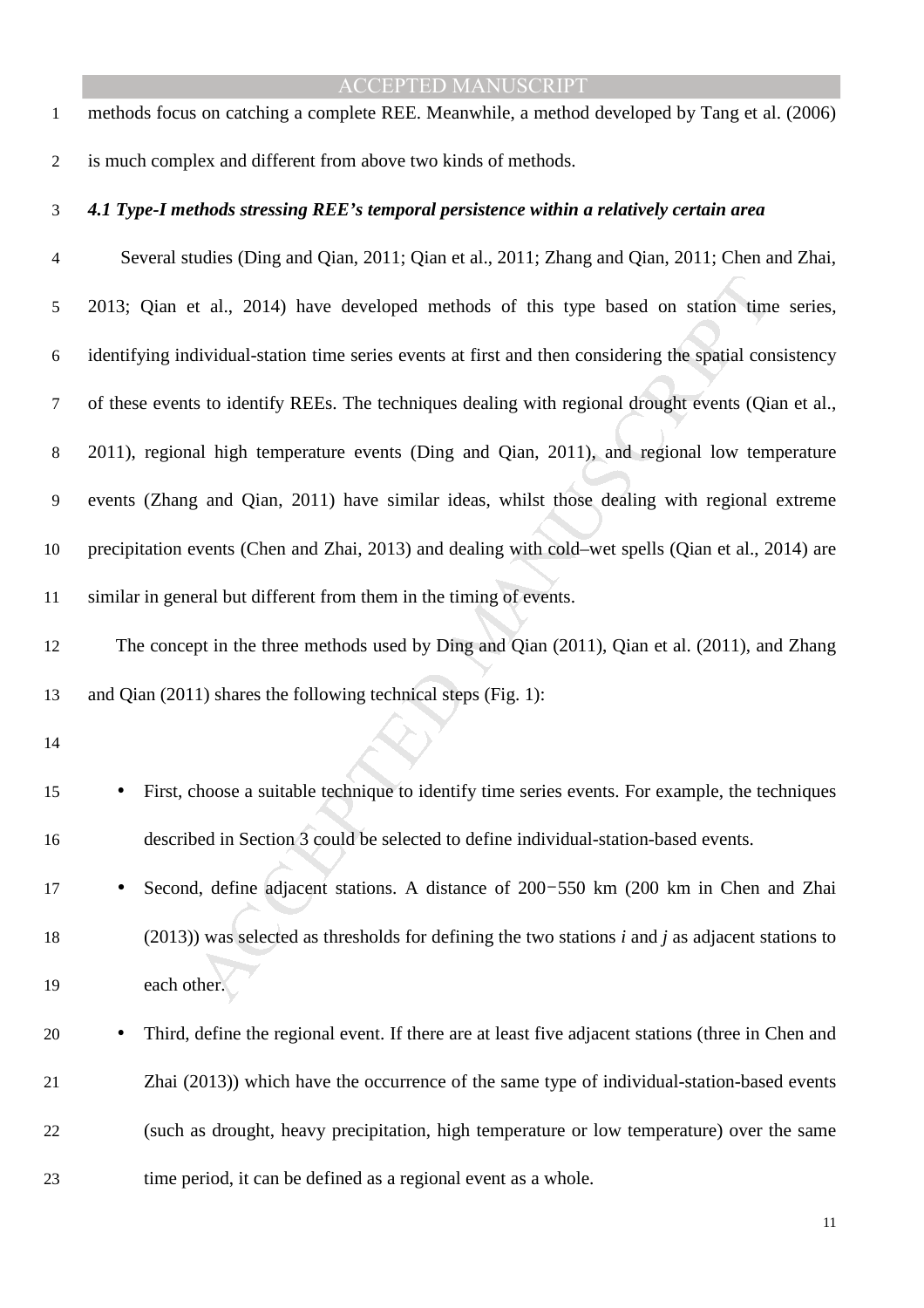methods focus on catching a complete REE. Meanwhile, a method developed by Tang et al. (2006) is much complex and different from above two kinds of methods.

### *4.1 Type-I methods stressing REE's temporal persistence within a relatively certain area*

Several studies (Ding and Qian, 2011; Qian et al., 2011; Zhang and Qian, 2011; Chen and Zhai, 2013; Qian et al., 2014) have developed methods of this type based on station time series, identifying individual-station time series events at first and then considering the spatial consistency of these events to identify REEs. The techniques dealing with regional drought events (Qian et al., 2011), regional high temperature events (Ding and Qian, 2011), and regional low temperature events (Zhang and Qian, 2011) have similar ideas, whilst those dealing with regional extreme precipitation events (Chen and Zhai, 2013) and dealing with cold–wet spells (Qian et al., 2014) are similar in general but different from them in the timing of events.

The concept in the three methods used by Ding and Qian (2011), Qian et al. (2011), and Zhang and Qian (2011) shares the following technical steps (Fig. 1):

- First, choose a suitable technique to identify time series events. For example, the techniques described in Section 3 could be selected to define individual-station-based events.
- Second, define adjacent stations. A distance of 200−550 km (200 km in Chen and Zhai (2013)) was selected as thresholds for defining the two stations *i* and *j* as adjacent stations to each other.
- Third, define the regional event. If there are at least five adjacent stations (three in Chen and Zhai (2013)) which have the occurrence of the same type of individual-station-based events (such as drought, heavy precipitation, high temperature or low temperature) over the same time period, it can be defined as a regional event as a whole.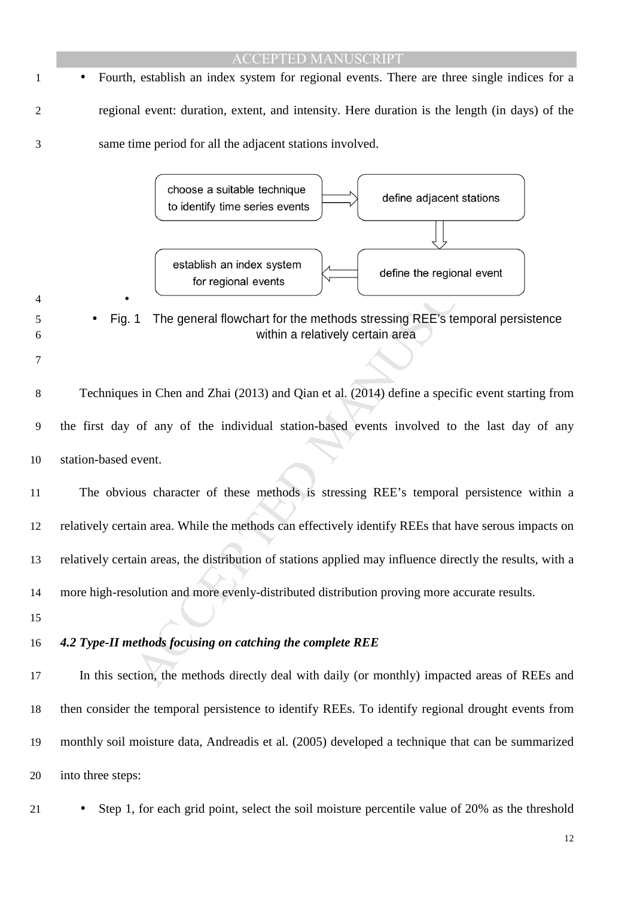- Fourth, establish an index system for regional events. There are three single indices for a regional event: duration, extent, and intensity. Here duration is the length (in days) of the same time period for all the adjacent stations involved.

choose a suitable technique to identify time series events → define adjacent stations → define the regional event → establish an index system for regional events

Fig. 1 The general flowchart for the methods stressing REE's temporal persistence within a relatively certain area

Techniques in Chen and Zhai (2013) and Qian et al. (2014) define a specific event starting from the first day of any of the individual station-based events involved to the last day of any station-based event.

The obvious character of these methods is stressing REE's temporal persistence within a relatively certain area. While the methods can effectively identify REEs that have serous impacts on relatively certain areas, the distribution of stations applied may influence directly the results, with a more high-resolution and more evenly-distributed distribution proving more accurate results.

### *4.2 Type-II methods focusing on catching the complete REE*

In this section, the methods directly deal with daily (or monthly) impacted areas of REEs and then consider the temporal persistence to identify REEs. To identify regional drought events from monthly soil moisture data, Andreadis et al. (2005) developed a technique that can be summarized into three steps:

- Step 1, for each grid point, select the soil moisture percentile value of 20% as the threshold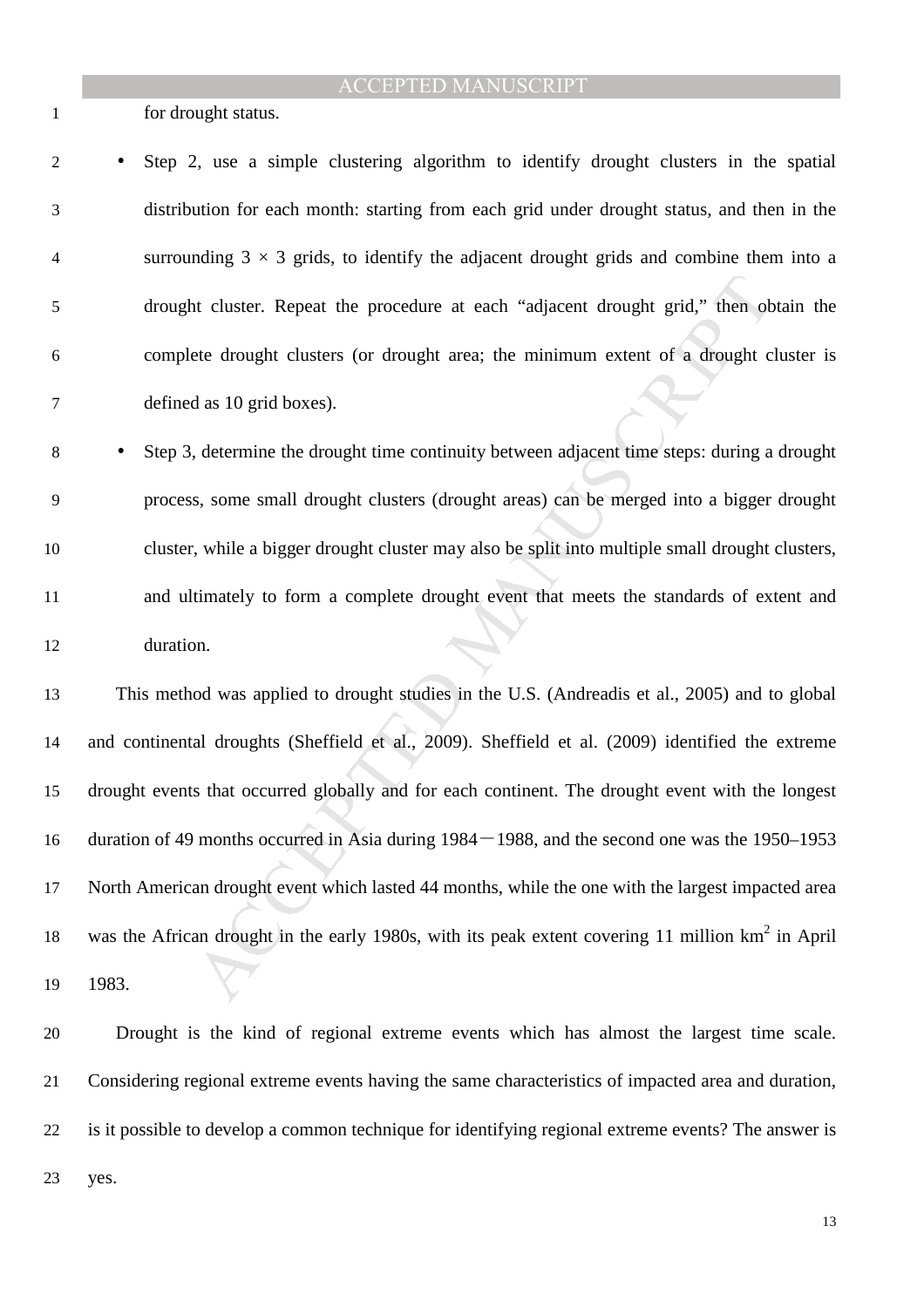for drought status.

- Step 2, use a simple clustering algorithm to identify drought clusters in the spatial distribution for each month: starting from each grid under drought status, and then in the surrounding $3 \times 3$ grids, to identify the adjacent drought grids and combine them into a drought cluster. Repeat the procedure at each "adjacent drought grid," then obtain the complete drought clusters (or drought area; the minimum extent of a drought cluster is defined as 10 grid boxes).
- Step 3, determine the drought time continuity between adjacent time steps: during a drought process, some small drought clusters (drought areas) can be merged into a bigger drought cluster, while a bigger drought cluster may also be split into multiple small drought clusters, and ultimately to form a complete drought event that meets the standards of extent and duration.

This method was applied to drought studies in the U.S. (Andreadis et al., 2005) and to global and continental droughts (Sheffield et al., 2009). Sheffield et al. (2009) identified the extreme drought events that occurred globally and for each continent. The drought event with the longest duration of 49 months occurred in Asia during 1984－1988, and the second one was the 1950–1953 North American drought event which lasted 44 months, while the one with the largest impacted area was the African drought in the early 1980s, with its peak extent covering 11 million km$^2$ in April 1983.

Drought is the kind of regional extreme events which has almost the largest time scale. Considering regional extreme events having the same characteristics of impacted area and duration, is it possible to develop a common technique for identifying regional extreme events? The answer is yes.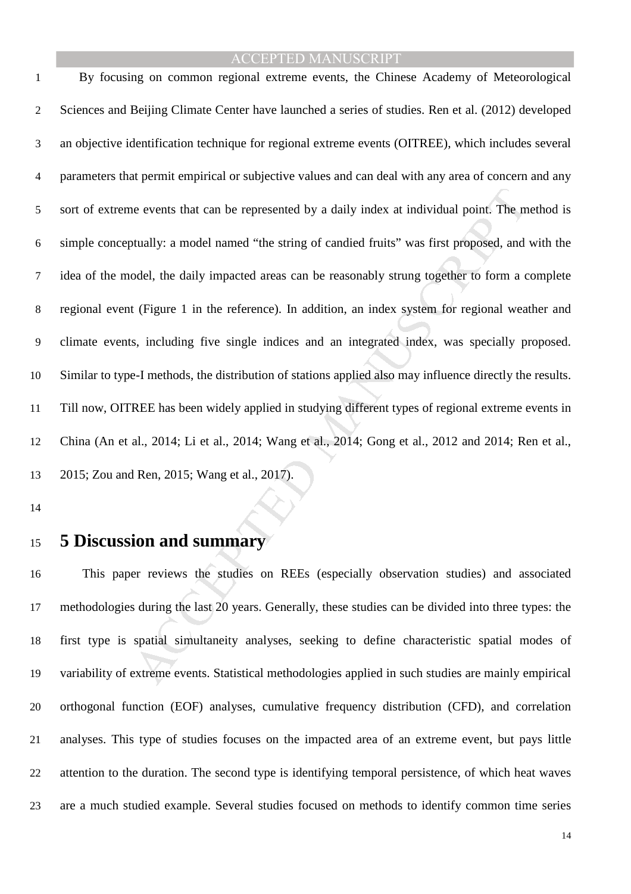By focusing on common regional extreme events, the Chinese Academy of Meteorological Sciences and Beijing Climate Center have launched a series of studies. Ren et al. (2012) developed an objective identification technique for regional extreme events (OITREE), which includes several parameters that permit empirical or subjective values and can deal with any area of concern and any sort of extreme events that can be represented by a daily index at individual point. The method is simple conceptually: a model named "the string of candied fruits" was first proposed, and with the idea of the model, the daily impacted areas can be reasonably strung together to form a complete regional event (Figure 1 in the reference). In addition, an index system for regional weather and climate events, including five single indices and an integrated index, was specially proposed. Similar to type-I methods, the distribution of stations applied also may influence directly the results. Till now, OITREE has been widely applied in studying different types of regional extreme events in China (An et al., 2014; Li et al., 2014; Wang et al., 2014; Gong et al., 2012 and 2014; Ren et al., 2015; Zou and Ren, 2015; Wang et al., 2017).

# 5 Discussion and summary

This paper reviews the studies on REEs (especially observation studies) and associated methodologies during the last 20 years. Generally, these studies can be divided into three types: the first type is spatial simultaneity analyses, seeking to define characteristic spatial modes of variability of extreme events. Statistical methodologies applied in such studies are mainly empirical orthogonal function (EOF) analyses, cumulative frequency distribution (CFD), and correlation analyses. This type of studies focuses on the impacted area of an extreme event, but pays little attention to the duration. The second type is identifying temporal persistence, of which heat waves are a much studied example. Several studies focused on methods to identify common time series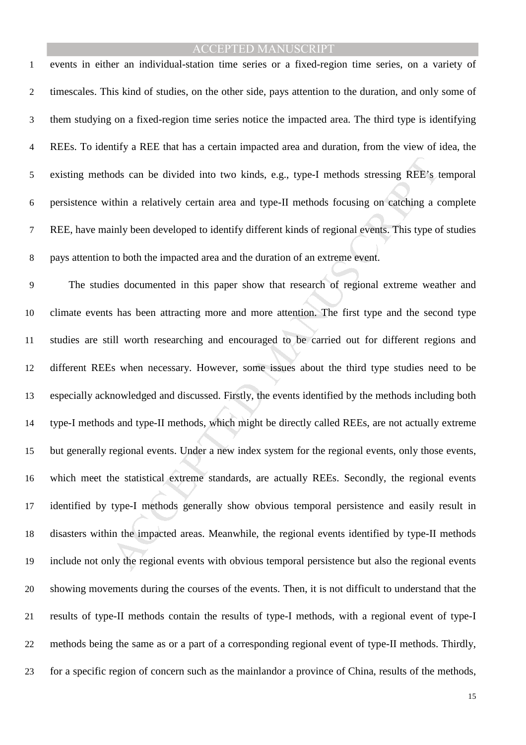events in either an individual-station time series or a fixed-region time series, on a variety of timescales. This kind of studies, on the other side, pays attention to the duration, and only some of them studying on a fixed-region time series notice the impacted area. The third type is identifying REEs. To identify a REE that has a certain impacted area and duration, from the view of idea, the existing methods can be divided into two kinds, e.g., type-I methods stressing REE's temporal persistence within a relatively certain area and type-II methods focusing on catching a complete REE, have mainly been developed to identify different kinds of regional events. This type of studies pays attention to both the impacted area and the duration of an extreme event.

The studies documented in this paper show that research of regional extreme weather and climate events has been attracting more and more attention. The first type and the second type studies are still worth researching and encouraged to be carried out for different regions and different REEs when necessary. However, some issues about the third type studies need to be especially acknowledged and discussed. Firstly, the events identified by the methods including both type-I methods and type-II methods, which might be directly called REEs, are not actually extreme but generally regional events. Under a new index system for the regional events, only those events, which meet the statistical extreme standards, are actually REEs. Secondly, the regional events identified by type-I methods generally show obvious temporal persistence and easily result in disasters within the impacted areas. Meanwhile, the regional events identified by type-II methods include not only the regional events with obvious temporal persistence but also the regional events showing movements during the courses of the events. Then, it is not difficult to understand that the results of type-II methods contain the results of type-I methods, with a regional event of type-I methods being the same as or a part of a corresponding regional event of type-II methods. Thirdly, for a specific region of concern such as the mainlandor a province of China, results of the methods,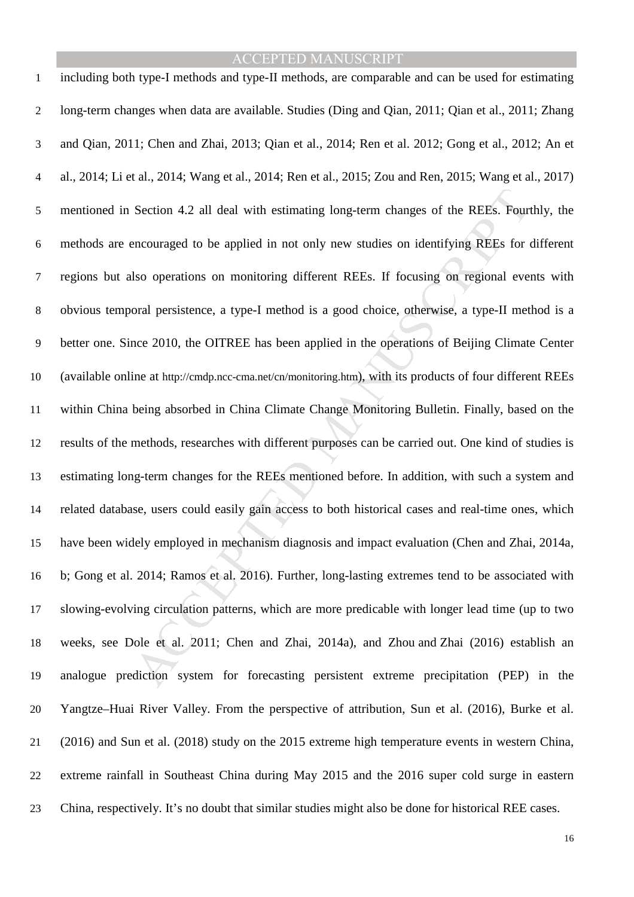including both type-I methods and type-II methods, are comparable and can be used for estimating long-term changes when data are available. Studies (Ding and Qian, 2011; Qian et al., 2011; Zhang and Qian, 2011; Chen and Zhai, 2013; Qian et al., 2014; Ren et al. 2012; Gong et al., 2012; An et al., 2014; Li et al., 2014; Wang et al., 2014; Ren et al., 2015; Zou and Ren, 2015; Wang et al., 2017) mentioned in Section 4.2 all deal with estimating long-term changes of the REEs. Fourthly, the methods are encouraged to be applied in not only new studies on identifying REEs for different regions but also operations on monitoring different REEs. If focusing on regional events with obvious temporal persistence, a type-I method is a good choice, otherwise, a type-II method is a better one. Since 2010, the OITREE has been applied in the operations of Beijing Climate Center (available online at http://cmdp.ncc-cma.net/cn/monitoring.htm), with its products of four different REEs within China being absorbed in China Climate Change Monitoring Bulletin. Finally, based on the results of the methods, researches with different purposes can be carried out. One kind of studies is estimating long-term changes for the REEs mentioned before. In addition, with such a system and related database, users could easily gain access to both historical cases and real-time ones, which have been widely employed in mechanism diagnosis and impact evaluation (Chen and Zhai, 2014a, b; Gong et al. 2014; Ramos et al. 2016). Further, long-lasting extremes tend to be associated with slowing-evolving circulation patterns, which are more predicable with longer lead time (up to two weeks, see Dole et al. 2011; Chen and Zhai, 2014a), and Zhou and Zhai (2016) establish an analogue prediction system for forecasting persistent extreme precipitation (PEP) in the Yangtze–Huai River Valley. From the perspective of attribution, Sun et al. (2016), Burke et al. (2016) and Sun et al. (2018) study on the 2015 extreme high temperature events in western China, extreme rainfall in Southeast China during May 2015 and the 2016 super cold surge in eastern China, respectively. It's no doubt that similar studies might also be done for historical REE cases.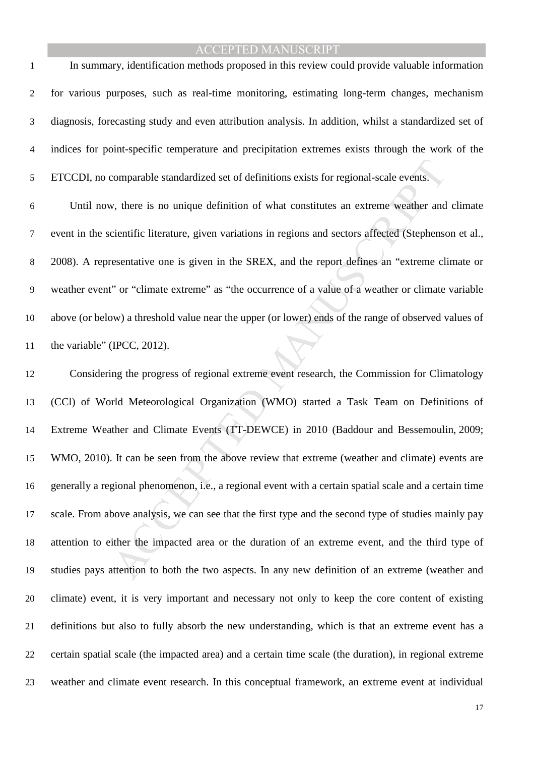In summary, identification methods proposed in this review could provide valuable information for various purposes, such as real-time monitoring, estimating long-term changes, mechanism diagnosis, forecasting study and even attribution analysis. In addition, whilst a standardized set of indices for point-specific temperature and precipitation extremes exists through the work of the ETCCDI, no comparable standardized set of definitions exists for regional-scale events.

Until now, there is no unique definition of what constitutes an extreme weather and climate event in the scientific literature, given variations in regions and sectors affected (Stephenson et al., 2008). A representative one is given in the SREX, and the report defines an "extreme climate or weather event" or "climate extreme" as "the occurrence of a value of a weather or climate variable above (or below) a threshold value near the upper (or lower) ends of the range of observed values of the variable" (IPCC, 2012).

Considering the progress of regional extreme event research, the Commission for Climatology (CCl) of World Meteorological Organization (WMO) started a Task Team on Definitions of Extreme Weather and Climate Events (TT-DEWCE) in 2010 (Baddour and Bessemoulin, 2009; WMO, 2010). It can be seen from the above review that extreme (weather and climate) events are generally a regional phenomenon, i.e., a regional event with a certain spatial scale and a certain time scale. From above analysis, we can see that the first type and the second type of studies mainly pay attention to either the impacted area or the duration of an extreme event, and the third type of studies pays attention to both the two aspects. In any new definition of an extreme (weather and climate) event, it is very important and necessary not only to keep the core content of existing definitions but also to fully absorb the new understanding, which is that an extreme event has a certain spatial scale (the impacted area) and a certain time scale (the duration), in regional extreme weather and climate event research. In this conceptual framework, an extreme event at individual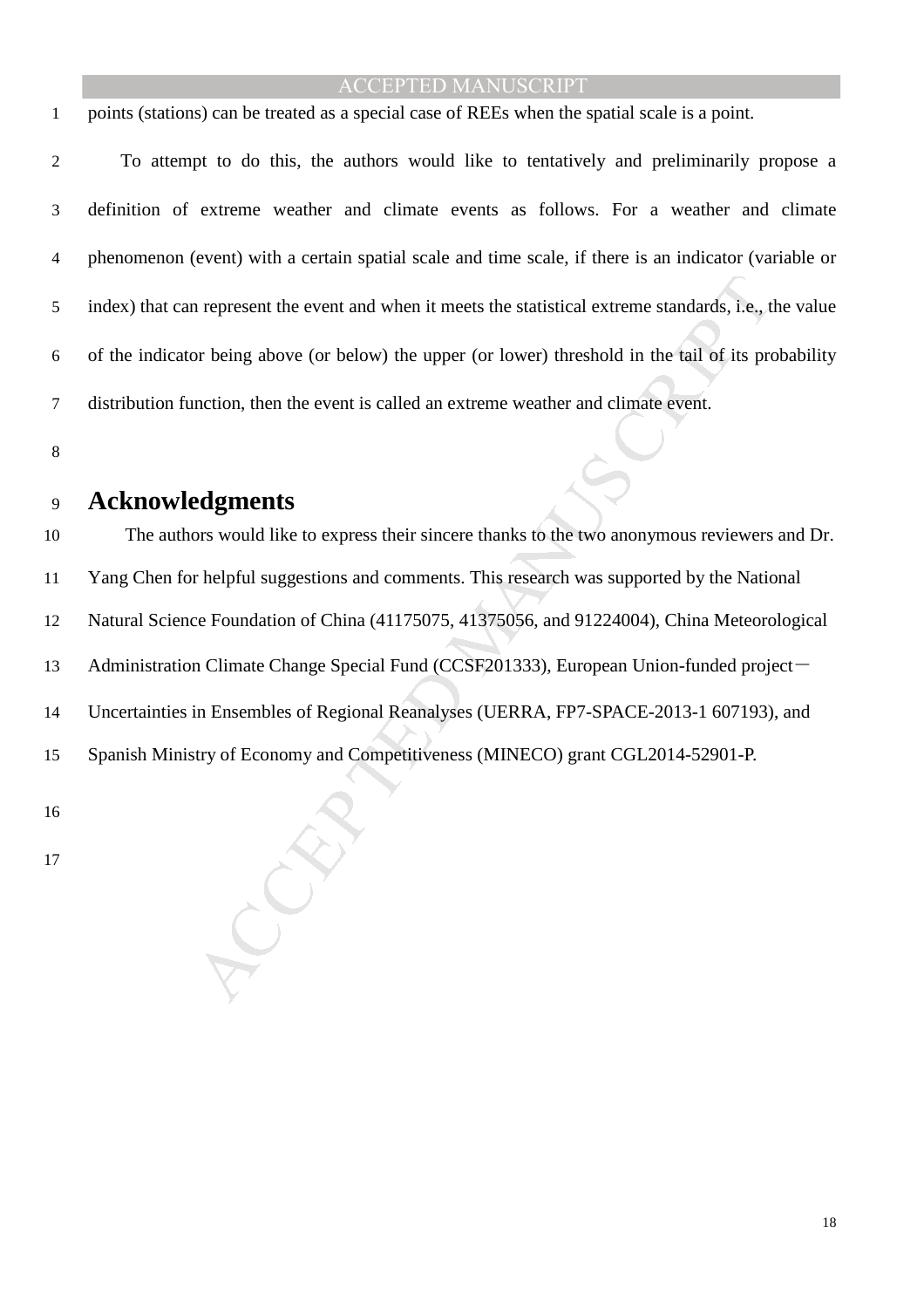points (stations) can be treated as a special case of REEs when the spatial scale is a point.

To attempt to do this, the authors would like to tentatively and preliminarily propose a definition of extreme weather and climate events as follows. For a weather and climate phenomenon (event) with a certain spatial scale and time scale, if there is an indicator (variable or index) that can represent the event and when it meets the statistical extreme standards, i.e., the value of the indicator being above (or below) the upper (or lower) threshold in the tail of its probability distribution function, then the event is called an extreme weather and climate event.

## Acknowledgments

The authors would like to express their sincere thanks to the two anonymous reviewers and Dr. Yang Chen for helpful suggestions and comments. This research was supported by the National Natural Science Foundation of China (41175075, 41375056, and 91224004), China Meteorological Administration Climate Change Special Fund (CCSF201333), European Union-funded project－Uncertainties in Ensembles of Regional Reanalyses (UERRA, FP7-SPACE-2013-1 607193), and Spanish Ministry of Economy and Competitiveness (MINECO) grant CGL2014-52901-P.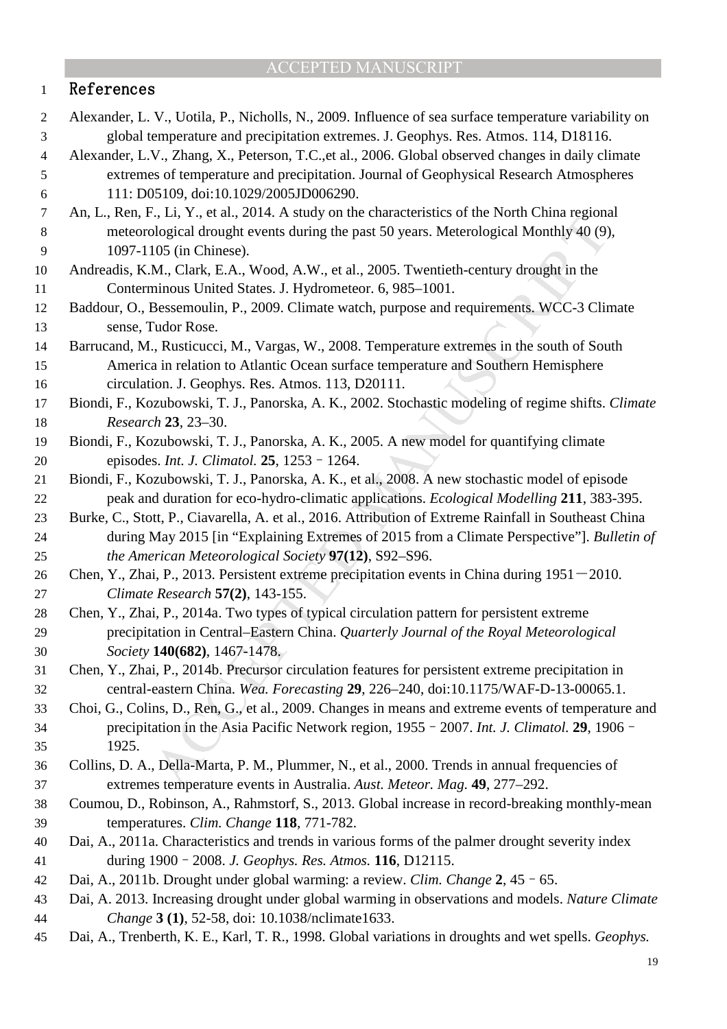# References

Alexander, L. V., Uotila, P., Nicholls, N., 2009. Influence of sea surface temperature variability on global temperature and precipitation extremes. J. Geophys. Res. Atmos. 114, D18116.

Alexander, L.V., Zhang, X., Peterson, T.C.,et al., 2006. Global observed changes in daily climate extremes of temperature and precipitation. Journal of Geophysical Research Atmospheres 111: D05109, doi:10.1029/2005JD006290.

An, L., Ren, F., Li, Y., et al., 2014. A study on the characteristics of the North China regional meteorological drought events during the past 50 years. Meterological Monthly 40 (9), 1097-1105 (in Chinese).

Andreadis, K.M., Clark, E.A., Wood, A.W., et al., 2005. Twentieth-century drought in the Conterminous United States. J. Hydrometeor. 6, 985–1001.

Baddour, O., Bessemoulin, P., 2009. Climate watch, purpose and requirements. WCC-3 Climate sense, Tudor Rose.

Barrucand, M., Rusticucci, M., Vargas, W., 2008. Temperature extremes in the south of South America in relation to Atlantic Ocean surface temperature and Southern Hemisphere circulation. J. Geophys. Res. Atmos. 113, D20111.

Biondi, F., Kozubowski, T. J., Panorska, A. K., 2002. Stochastic modeling of regime shifts. *Climate Research* **23**, 23–30.

Biondi, F., Kozubowski, T. J., Panorska, A. K., 2005. A new model for quantifying climate episodes. *Int. J. Climatol.* **25**, 1253–1264.

Biondi, F., Kozubowski, T. J., Panorska, A. K., et al., 2008. A new stochastic model of episode peak and duration for eco-hydro-climatic applications. *Ecological Modelling* **211**, 383-395.

Burke, C., Stott, P., Ciavarella, A. et al., 2016. Attribution of Extreme Rainfall in Southeast China during May 2015 [in "Explaining Extremes of 2015 from a Climate Perspective"]. *Bulletin of the American Meteorological Society* **97(12)**, S92–S96.

Chen, Y., Zhai, P., 2013. Persistent extreme precipitation events in China during 1951—2010. *Climate Research* **57(2)**, 143-155.

Chen, Y., Zhai, P., 2014a. Two types of typical circulation pattern for persistent extreme precipitation in Central–Eastern China. *Quarterly Journal of the Royal Meteorological Society* **140(682)**, 1467-1478.

Chen, Y., Zhai, P., 2014b. Precursor circulation features for persistent extreme precipitation in central-eastern China. *Wea. Forecasting* **29**, 226–240, doi:10.1175/WAF-D-13-00065.1.

Choi, G., Colins, D., Ren, G., et al., 2009. Changes in means and extreme events of temperature and precipitation in the Asia Pacific Network region, 1955–2007. *Int. J. Climatol.* **29**, 1906–1925.

Collins, D. A., Della-Marta, P. M., Plummer, N., et al., 2000. Trends in annual frequencies of extremes temperature events in Australia. *Aust. Meteor. Mag.* **49**, 277–292.

Coumou, D., Robinson, A., Rahmstorf, S., 2013. Global increase in record-breaking monthly-mean temperatures. *Clim. Change* **118**, 771-782.

Dai, A., 2011a. Characteristics and trends in various forms of the palmer drought severity index during 1900–2008. *J. Geophys. Res. Atmos.* **116**, D12115.

Dai, A., 2011b. Drought under global warming: a review. *Clim. Change* **2**, 45–65.

Dai, A. 2013. Increasing drought under global warming in observations and models. *Nature Climate Change* **3 (1)**, 52-58, doi: 10.1038/nclimate1633.

Dai, A., Trenberth, K. E., Karl, T. R., 1998. Global variations in droughts and wet spells. *Geophys.*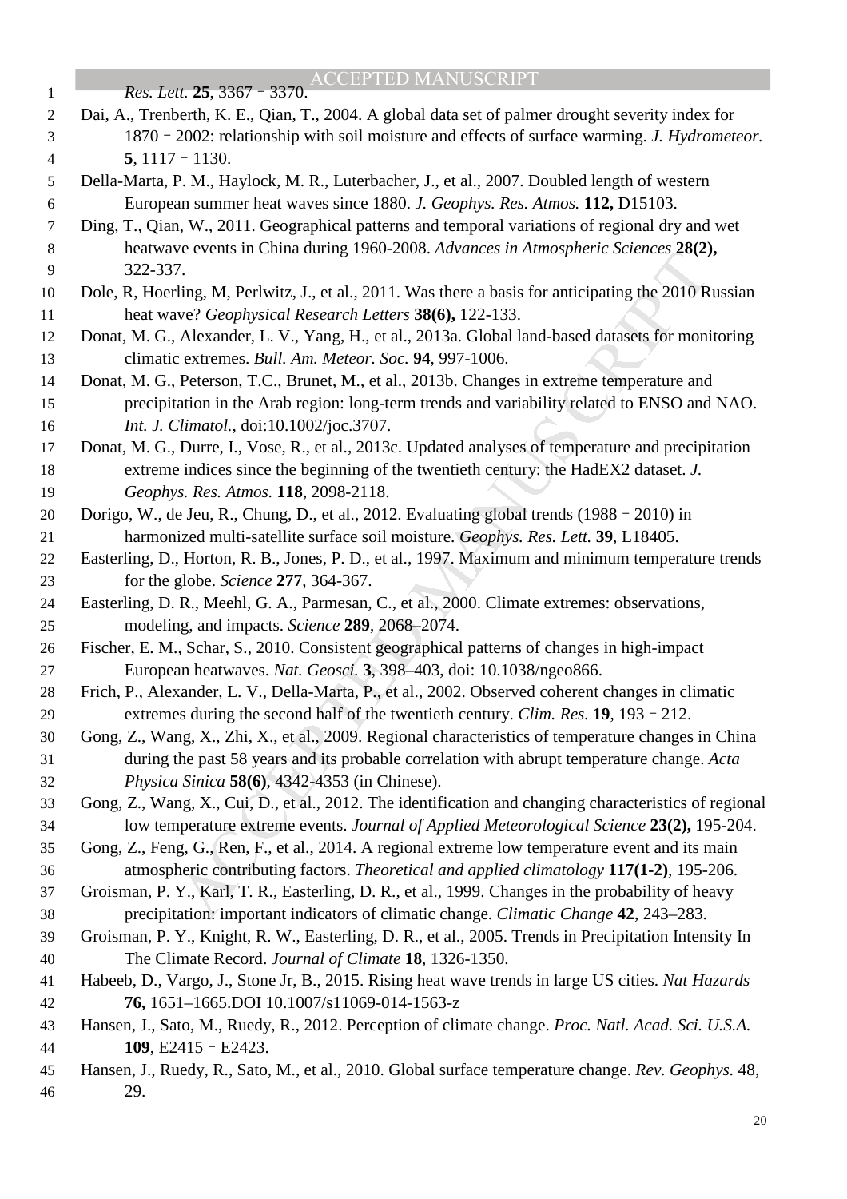Res. Lett. **25**, 3367 – 3370.

Dai, A., Trenberth, K. E., Qian, T., 2004. A global data set of palmer drought severity index for 1870 – 2002: relationship with soil moisture and effects of surface warming. *J. Hydrometeor.* **5**, 1117 – 1130.

Della-Marta, P. M., Haylock, M. R., Luterbacher, J., et al., 2007. Doubled length of western European summer heat waves since 1880. *J. Geophys. Res. Atmos.* **112,** D15103.

Ding, T., Qian, W., 2011. Geographical patterns and temporal variations of regional dry and wet heatwave events in China during 1960-2008. *Advances in Atmospheric Sciences* **28(2),** 322-337.

Dole, R, Hoerling, M, Perlwitz, J., et al., 2011. Was there a basis for anticipating the 2010 Russian heat wave? *Geophysical Research Letters* **38(6),** 122-133.

Donat, M. G., Alexander, L. V., Yang, H., et al., 2013a. Global land-based datasets for monitoring climatic extremes. *Bull. Am. Meteor. Soc.* **94**, 997-1006.

Donat, M. G., Peterson, T.C., Brunet, M., et al., 2013b. Changes in extreme temperature and precipitation in the Arab region: long-term trends and variability related to ENSO and NAO. *Int. J. Climatol.*, doi:10.1002/joc.3707.

Donat, M. G., Durre, I., Vose, R., et al., 2013c. Updated analyses of temperature and precipitation extreme indices since the beginning of the twentieth century: the HadEX2 dataset. *J. Geophys. Res. Atmos.* **118**, 2098-2118.

Dorigo, W., de Jeu, R., Chung, D., et al., 2012. Evaluating global trends (1988 – 2010) in harmonized multi-satellite surface soil moisture. *Geophys. Res. Lett.* **39**, L18405.

Easterling, D., Horton, R. B., Jones, P. D., et al., 1997. Maximum and minimum temperature trends for the globe. *Science* **277**, 364-367.

Easterling, D. R., Meehl, G. A., Parmesan, C., et al., 2000. Climate extremes: observations, modeling, and impacts. *Science* **289**, 2068–2074.

Fischer, E. M., Schar, S., 2010. Consistent geographical patterns of changes in high-impact European heatwaves. *Nat. Geosci.* **3**, 398–403, doi: 10.1038/ngeo866.

Frich, P., Alexander, L. V., Della-Marta, P., et al., 2002. Observed coherent changes in climatic extremes during the second half of the twentieth century. *Clim. Res.* **19**, 193 – 212.

Gong, Z., Wang, X., Zhi, X., et al., 2009. Regional characteristics of temperature changes in China during the past 58 years and its probable correlation with abrupt temperature change. *Acta Physica Sinica* **58(6)**, 4342-4353 (in Chinese).

Gong, Z., Wang, X., Cui, D., et al., 2012. The identification and changing characteristics of regional low temperature extreme events. *Journal of Applied Meteorological Science* **23(2),** 195-204.

Gong, Z., Feng, G., Ren, F., et al., 2014. A regional extreme low temperature event and its main atmospheric contributing factors. *Theoretical and applied climatology* **117(1-2)**, 195-206.

Groisman, P. Y., Karl, T. R., Easterling, D. R., et al., 1999. Changes in the probability of heavy precipitation: important indicators of climatic change. *Climatic Change* **42**, 243–283.

Groisman, P. Y., Knight, R. W., Easterling, D. R., et al., 2005. Trends in Precipitation Intensity In The Climate Record. *Journal of Climate* **18**, 1326-1350.

Habeeb, D., Vargo, J., Stone Jr, B., 2015. Rising heat wave trends in large US cities. *Nat Hazards* **76,** 1651–1665.DOI 10.1007/s11069-014-1563-z

Hansen, J., Sato, M., Ruedy, R., 2012. Perception of climate change. *Proc. Natl. Acad. Sci. U.S.A.* **109**, E2415 – E2423.

Hansen, J., Ruedy, R., Sato, M., et al., 2010. Global surface temperature change. *Rev. Geophys.* 48, 29.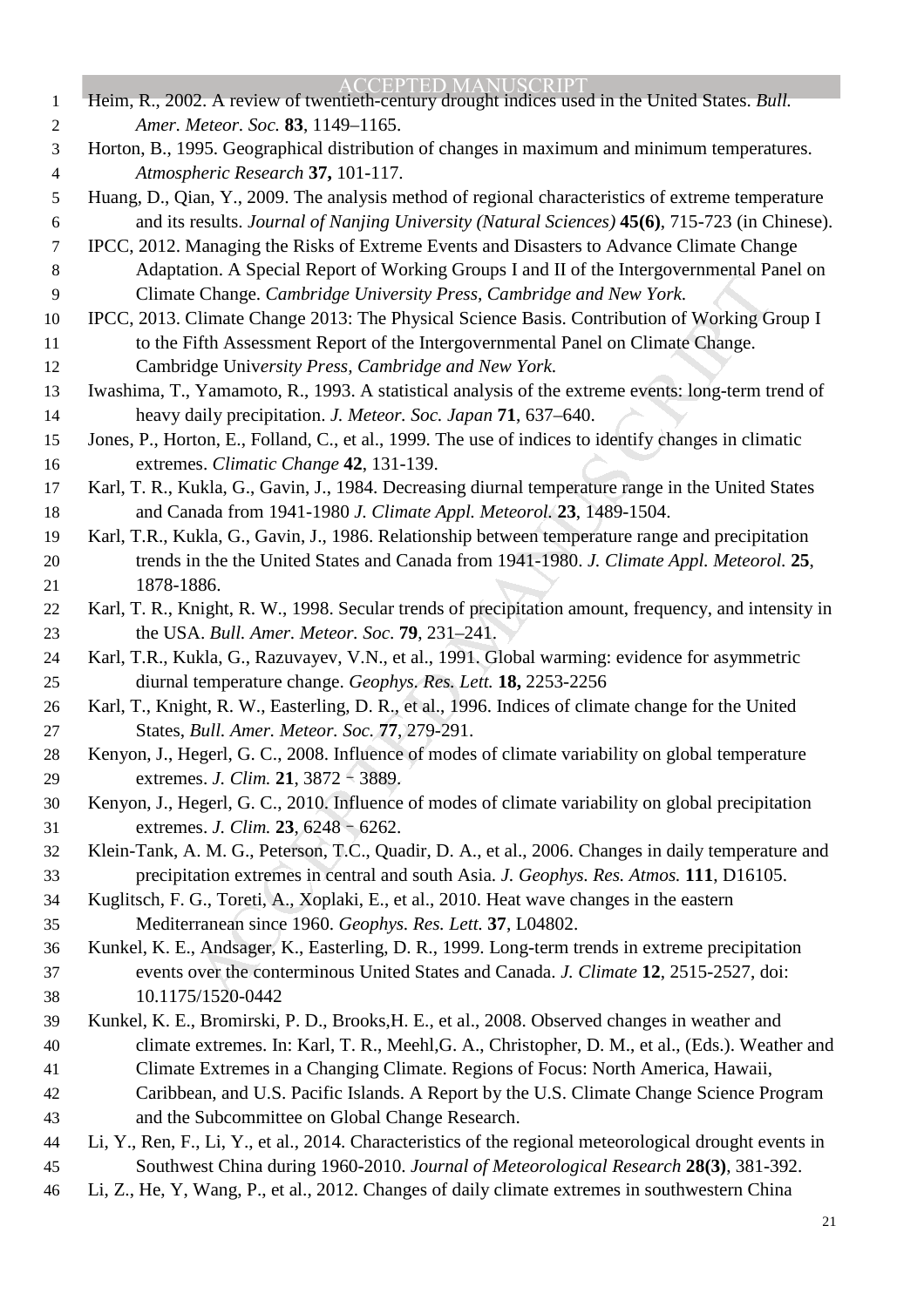Heim, R., 2002. A review of twentieth-century drought indices used in the United States. *Bull. Amer. Meteor. Soc.* **83**, 1149–1165.

Horton, B., 1995. Geographical distribution of changes in maximum and minimum temperatures. *Atmospheric Research* **37,** 101-117.

Huang, D., Qian, Y., 2009. The analysis method of regional characteristics of extreme temperature and its results. *Journal of Nanjing University (Natural Sciences)* **45(6)**, 715-723 (in Chinese).

IPCC, 2012. Managing the Risks of Extreme Events and Disasters to Advance Climate Change Adaptation. A Special Report of Working Groups I and II of the Intergovernmental Panel on Climate Change. *Cambridge University Press, Cambridge and New York.*

IPCC, 2013. Climate Change 2013: The Physical Science Basis. Contribution of Working Group I to the Fifth Assessment Report of the Intergovernmental Panel on Climate Change. Cambridge Univ*ersity Press, Cambridge and New York.*

Iwashima, T., Yamamoto, R., 1993. A statistical analysis of the extreme events: long-term trend of heavy daily precipitation. *J. Meteor. Soc. Japan* **71**, 637–640.

Jones, P., Horton, E., Folland, C., et al., 1999. The use of indices to identify changes in climatic extremes. *Climatic Change* **42**, 131-139.

Karl, T. R., Kukla, G., Gavin, J., 1984. Decreasing diurnal temperature range in the United States and Canada from 1941-1980 *J. Climate Appl. Meteorol.* **23**, 1489-1504.

Karl, T.R., Kukla, G., Gavin, J., 1986. Relationship between temperature range and precipitation trends in the the United States and Canada from 1941-1980. *J. Climate Appl. Meteorol.* **25**, 1878-1886.

Karl, T. R., Knight, R. W., 1998. Secular trends of precipitation amount, frequency, and intensity in the USA. *Bull. Amer. Meteor. Soc.* **79**, 231–241.

Karl, T.R., Kukla, G., Razuvayev, V.N., et al., 1991. Global warming: evidence for asymmetric diurnal temperature change. *Geophys. Res. Lett.* **18,** 2253-2256

Karl, T., Knight, R. W., Easterling, D. R., et al., 1996. Indices of climate change for the United States, *Bull. Amer. Meteor. Soc.* **77**, 279-291.

Kenyon, J., Hegerl, G. C., 2008. Influence of modes of climate variability on global temperature extremes. *J. Clim.* **21**, 3872－3889.

Kenyon, J., Hegerl, G. C., 2010. Influence of modes of climate variability on global precipitation extremes. *J. Clim.* **23**, 6248－6262.

Klein-Tank, A. M. G., Peterson, T.C., Quadir, D. A., et al., 2006. Changes in daily temperature and precipitation extremes in central and south Asia. *J. Geophys. Res. Atmos.* **111**, D16105.

Kuglitsch, F. G., Toreti, A., Xoplaki, E., et al., 2010. Heat wave changes in the eastern Mediterranean since 1960. *Geophys. Res. Lett.* **37**, L04802.

Kunkel, K. E., Andsager, K., Easterling, D. R., 1999. Long-term trends in extreme precipitation events over the conterminous United States and Canada. *J. Climate* **12**, 2515-2527, doi: 10.1175/1520-0442

Kunkel, K. E., Bromirski, P. D., Brooks,H. E., et al., 2008. Observed changes in weather and climate extremes. In: Karl, T. R., Meehl,G. A., Christopher, D. M., et al., (Eds.). Weather and Climate Extremes in a Changing Climate. Regions of Focus: North America, Hawaii, Caribbean, and U.S. Pacific Islands. A Report by the U.S. Climate Change Science Program and the Subcommittee on Global Change Research.

Li, Y., Ren, F., Li, Y., et al., 2014. Characteristics of the regional meteorological drought events in Southwest China during 1960-2010. *Journal of Meteorological Research* **28(3)**, 381-392.

Li, Z., He, Y, Wang, P., et al., 2012. Changes of daily climate extremes in southwestern China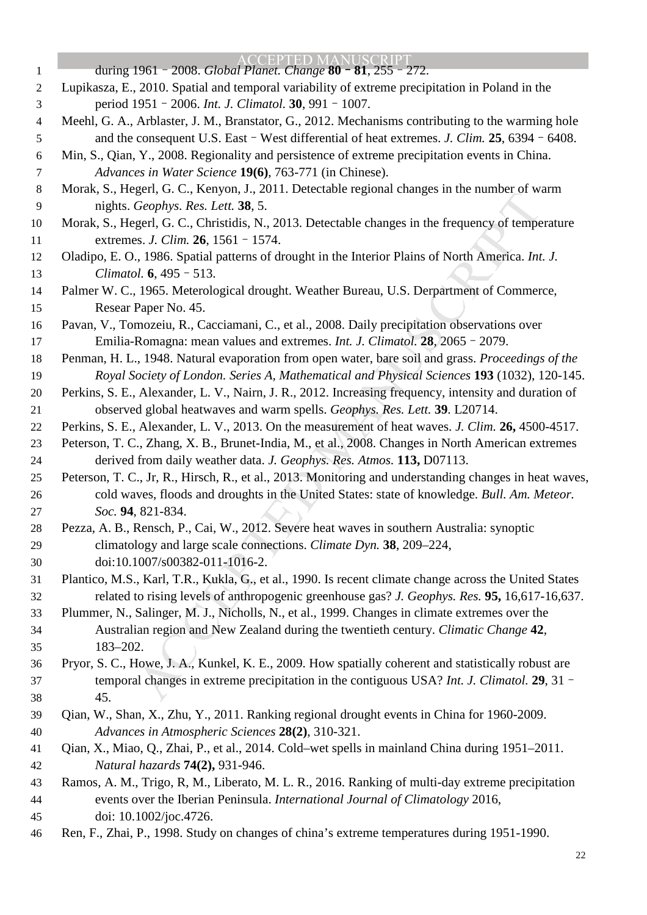during 1961 – 2008. *Global Planet. Change* **80 – 81**, 255 – 272.

Lupikasza, E., 2010. Spatial and temporal variability of extreme precipitation in Poland in the period 1951 – 2006. *Int. J. Climatol.* **30**, 991 – 1007.

Meehl, G. A., Arblaster, J. M., Branstator, G., 2012. Mechanisms contributing to the warming hole and the consequent U.S. East – West differential of heat extremes. *J. Clim.* **25**, 6394 – 6408.

Min, S., Qian, Y., 2008. Regionality and persistence of extreme precipitation events in China. *Advances in Water Science* **19(6)**, 763-771 (in Chinese).

Morak, S., Hegerl, G. C., Kenyon, J., 2011. Detectable regional changes in the number of warm nights. *Geophys. Res. Lett.* **38**, 5.

Morak, S., Hegerl, G. C., Christidis, N., 2013. Detectable changes in the frequency of temperature extremes. *J. Clim.* **26**, 1561 – 1574.

Oladipo, E. O., 1986. Spatial patterns of drought in the Interior Plains of North America. *Int. J. Climatol.* **6**, 495 – 513.

Palmer W. C., 1965. Meterological drought. Weather Bureau, U.S. Derpartment of Commerce, Resear Paper No. 45.

Pavan, V., Tomozeiu, R., Cacciamani, C., et al., 2008. Daily precipitation observations over Emilia-Romagna: mean values and extremes. *Int. J. Climatol.* **28**, 2065 – 2079.

Penman, H. L., 1948. Natural evaporation from open water, bare soil and grass. *Proceedings of the Royal Society of London. Series A, Mathematical and Physical Sciences* **193** (1032), 120-145.

Perkins, S. E., Alexander, L. V., Nairn, J. R., 2012. Increasing frequency, intensity and duration of observed global heatwaves and warm spells. *Geophys. Res. Lett.* **39**. L20714.

Perkins, S. E., Alexander, L. V., 2013. On the measurement of heat waves. *J. Clim.* **26,** 4500-4517.

Peterson, T. C., Zhang, X. B., Brunet-India, M., et al., 2008. Changes in North American extremes derived from daily weather data. *J. Geophys. Res. Atmos.* **113,** D07113.

Peterson, T. C., Jr, R., Hirsch, R., et al., 2013. Monitoring and understanding changes in heat waves, cold waves, floods and droughts in the United States: state of knowledge. *Bull. Am. Meteor. Soc.* **94**, 821-834.

Pezza, A. B., Rensch, P., Cai, W., 2012. Severe heat waves in southern Australia: synoptic climatology and large scale connections. *Climate Dyn.* **38**, 209–224, doi:10.1007/s00382-011-1016-2.

Plantico, M.S., Karl, T.R., Kukla, G., et al., 1990. Is recent climate change across the United States related to rising levels of anthropogenic greenhouse gas? *J. Geophys. Res.* **95,** 16,617-16,637.

Plummer, N., Salinger, M. J., Nicholls, N., et al., 1999. Changes in climate extremes over the Australian region and New Zealand during the twentieth century. *Climatic Change* **42**, 183–202.

Pryor, S. C., Howe, J. A., Kunkel, K. E., 2009. How spatially coherent and statistically robust are temporal changes in extreme precipitation in the contiguous USA? *Int. J. Climatol.* **29**, 31 – 45.

Qian, W., Shan, X., Zhu, Y., 2011. Ranking regional drought events in China for 1960-2009. *Advances in Atmospheric Sciences* **28(2)**, 310-321.

Qian, X., Miao, Q., Zhai, P., et al., 2014. Cold–wet spells in mainland China during 1951–2011. *Natural hazards* **74(2),** 931-946.

Ramos, A. M., Trigo, R, M., Liberato, M. L. R., 2016. Ranking of multi-day extreme precipitation events over the Iberian Peninsula. *International Journal of Climatology* 2016, doi: 10.1002/joc.4726.

Ren, F., Zhai, P., 1998. Study on changes of china's extreme temperatures during 1951-1990.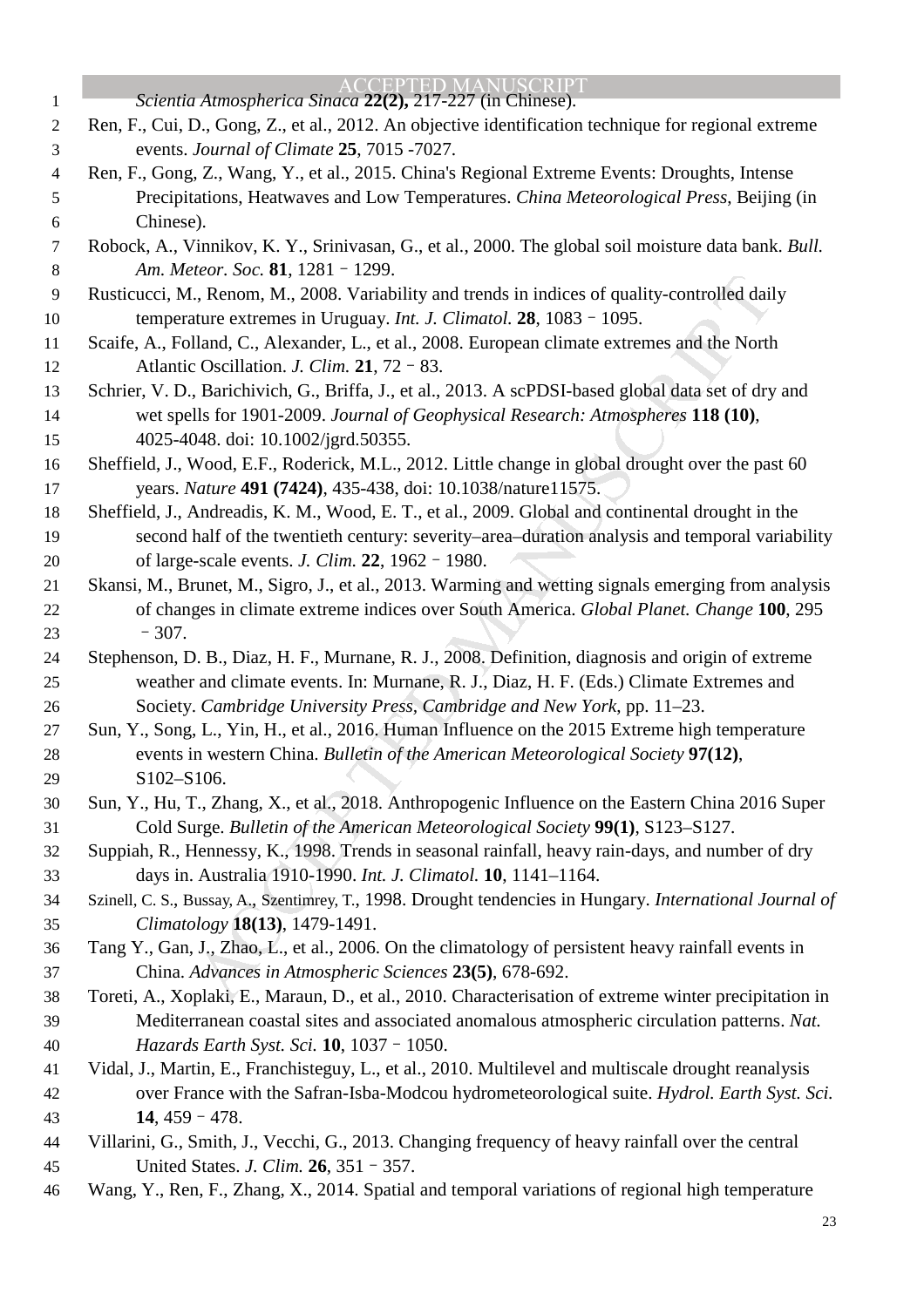Scientia Atmospherica Sinaca **22(2),** 217-227 (in Chinese).

Ren, F., Cui, D., Gong, Z., et al., 2012. An objective identification technique for regional extreme events. *Journal of Climate* **25**, 7015 -7027.

Ren, F., Gong, Z., Wang, Y., et al., 2015. China's Regional Extreme Events: Droughts, Intense Precipitations, Heatwaves and Low Temperatures. *China Meteorological Press*, Beijing (in Chinese).

Robock, A., Vinnikov, K. Y., Srinivasan, G., et al., 2000. The global soil moisture data bank. *Bull. Am. Meteor. Soc.* **81**, 1281–1299.

Rusticucci, M., Renom, M., 2008. Variability and trends in indices of quality-controlled daily temperature extremes in Uruguay. *Int. J. Climatol.* **28**, 1083–1095.

Scaife, A., Folland, C., Alexander, L., et al., 2008. European climate extremes and the North Atlantic Oscillation. *J. Clim.* **21**, 72–83.

Schrier, V. D., Barichivich, G., Briffa, J., et al., 2013. A scPDSI-based global data set of dry and wet spells for 1901-2009. *Journal of Geophysical Research: Atmospheres* **118 (10)**, 4025-4048. doi: 10.1002/jgrd.50355.

Sheffield, J., Wood, E.F., Roderick, M.L., 2012. Little change in global drought over the past 60 years. *Nature* **491 (7424)**, 435-438, doi: 10.1038/nature11575.

Sheffield, J., Andreadis, K. M., Wood, E. T., et al., 2009. Global and continental drought in the second half of the twentieth century: severity–area–duration analysis and temporal variability of large-scale events. *J. Clim.* **22**, 1962–1980.

Skansi, M., Brunet, M., Sigro, J., et al., 2013. Warming and wetting signals emerging from analysis of changes in climate extreme indices over South America. *Global Planet. Change* **100**, 295–307.

Stephenson, D. B., Diaz, H. F., Murnane, R. J., 2008. Definition, diagnosis and origin of extreme weather and climate events. In: Murnane, R. J., Diaz, H. F. (Eds.) Climate Extremes and Society. *Cambridge University Press, Cambridge and New York*, pp. 11–23.

Sun, Y., Song, L., Yin, H., et al., 2016. Human Influence on the 2015 Extreme high temperature events in western China. *Bulletin of the American Meteorological Society* **97(12)**, S102–S106.

Sun, Y., Hu, T., Zhang, X., et al., 2018. Anthropogenic Influence on the Eastern China 2016 Super Cold Surge. *Bulletin of the American Meteorological Society* **99(1)**, S123–S127.

Suppiah, R., Hennessy, K., 1998. Trends in seasonal rainfall, heavy rain-days, and number of dry days in. Australia 1910-1990. *Int. J. Climatol.* **10**, 1141–1164.

Szinell, C. S., Bussay, A., Szentimrey, T., 1998. Drought tendencies in Hungary. *International Journal of Climatology* **18(13)**, 1479-1491.

Tang Y., Gan, J., Zhao, L., et al., 2006. On the climatology of persistent heavy rainfall events in China. *Advances in Atmospheric Sciences* **23(5)**, 678-692.

Toreti, A., Xoplaki, E., Maraun, D., et al., 2010. Characterisation of extreme winter precipitation in Mediterranean coastal sites and associated anomalous atmospheric circulation patterns. *Nat. Hazards Earth Syst. Sci.* **10**, 1037–1050.

Vidal, J., Martin, E., Franchisteguy, L., et al., 2010. Multilevel and multiscale drought reanalysis over France with the Safran-Isba-Modcou hydrometeorological suite. *Hydrol. Earth Syst. Sci.* **14**, 459–478.

Villarini, G., Smith, J., Vecchi, G., 2013. Changing frequency of heavy rainfall over the central United States. *J. Clim.* **26**, 351–357.

Wang, Y., Ren, F., Zhang, X., 2014. Spatial and temporal variations of regional high temperature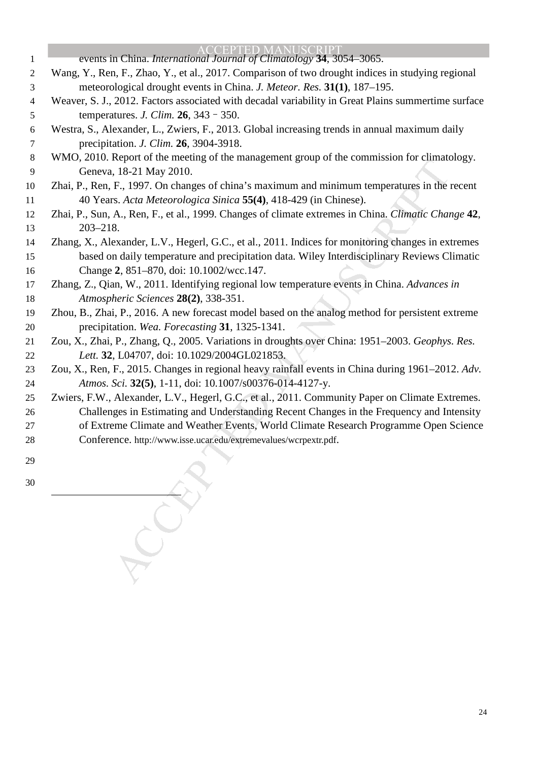events in China. *International Journal of Climatology* **34**, 3054–3065.

Wang, Y., Ren, F., Zhao, Y., et al., 2017. Comparison of two drought indices in studying regional meteorological drought events in China. *J. Meteor. Res.* **31(1)**, 187–195.

Weaver, S. J., 2012. Factors associated with decadal variability in Great Plains summertime surface temperatures. *J. Clim.* **26**, 343–350.

Westra, S., Alexander, L., Zwiers, F., 2013. Global increasing trends in annual maximum daily precipitation. *J. Clim.* **26**, 3904-3918.

WMO, 2010. Report of the meeting of the management group of the commission for climatology. Geneva, 18-21 May 2010.

Zhai, P., Ren, F., 1997. On changes of china's maximum and minimum temperatures in the recent 40 Years. *Acta Meteorologica Sinica* **55(4)**, 418-429 (in Chinese).

Zhai, P., Sun, A., Ren, F., et al., 1999. Changes of climate extremes in China. *Climatic Change* **42**, 203–218.

Zhang, X., Alexander, L.V., Hegerl, G.C., et al., 2011. Indices for monitoring changes in extremes based on daily temperature and precipitation data. Wiley Interdisciplinary Reviews Climatic Change **2**, 851–870, doi: 10.1002/wcc.147.

Zhang, Z., Qian, W., 2011. Identifying regional low temperature events in China. *Advances in Atmospheric Sciences* **28(2)**, 338-351.

Zhou, B., Zhai, P., 2016. A new forecast model based on the analog method for persistent extreme precipitation. *Wea. Forecasting* **31**, 1325-1341.

Zou, X., Zhai, P., Zhang, Q., 2005. Variations in droughts over China: 1951–2003. *Geophys. Res. Lett.* **32**, L04707, doi: 10.1029/2004GL021853.

Zou, X., Ren, F., 2015. Changes in regional heavy rainfall events in China during 1961–2012. *Adv. Atmos. Sci.* **32(5)**, 1-11, doi: 10.1007/s00376-014-4127-y.

Zwiers, F.W., Alexander, L.V., Hegerl, G.C., et al., 2011. Community Paper on Climate Extremes. Challenges in Estimating and Understanding Recent Changes in the Frequency and Intensity of Extreme Climate and Weather Events, World Climate Research Programme Open Science Conference. http://www.isse.ucar.edu/extremevalues/wcrpextr.pdf.